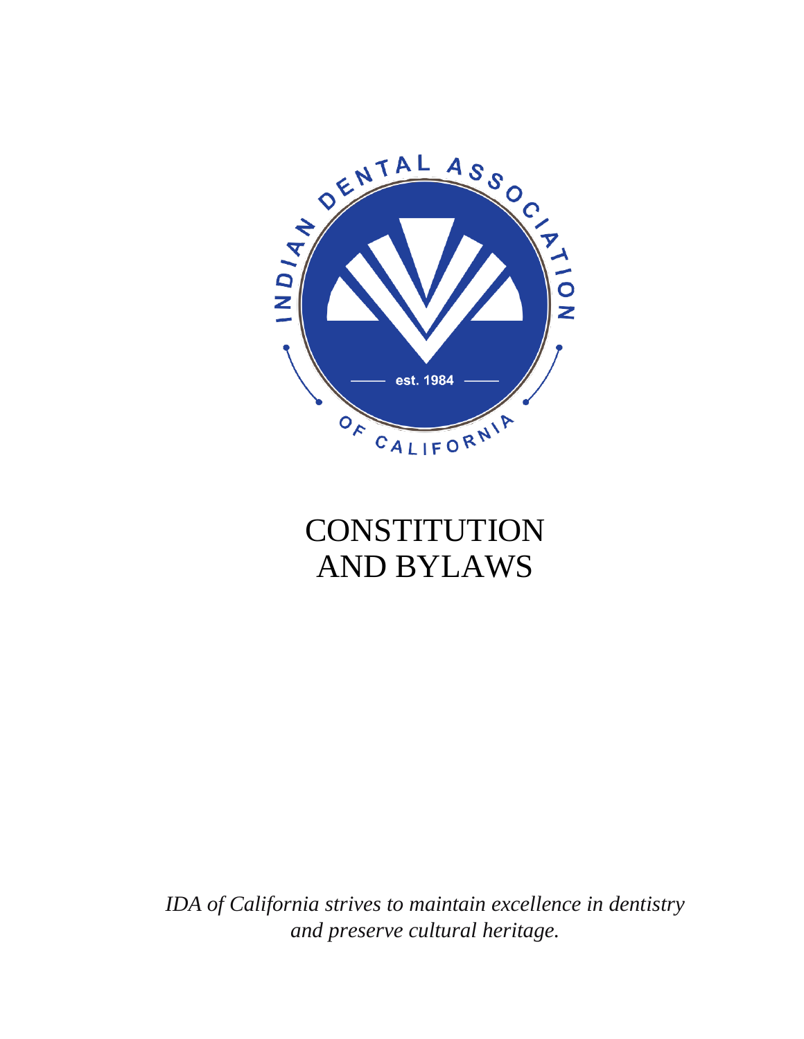# CONSTITUTION AND BYLAWS

*IDA of California strives to maintain excellence in dentistry and preserve cultural heritage.*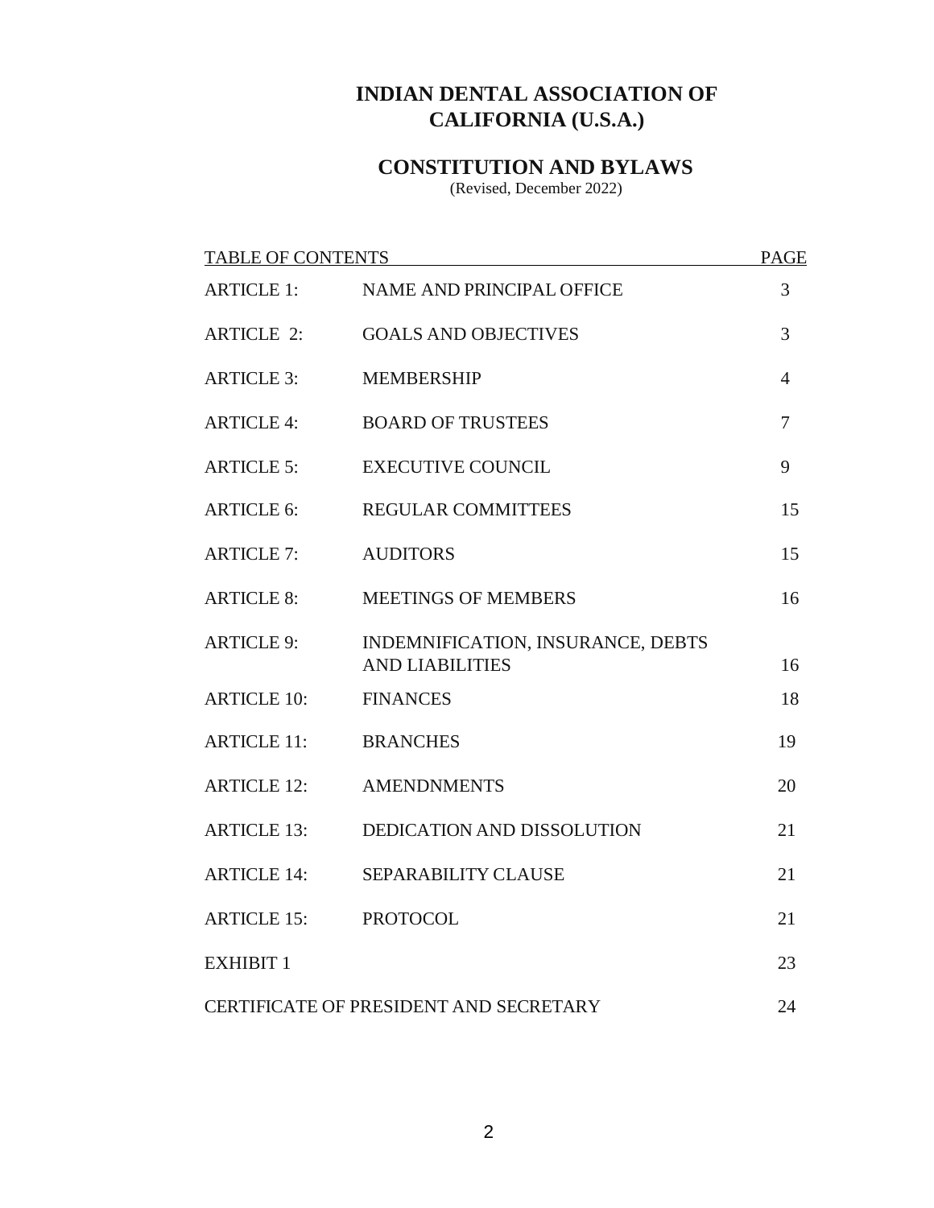# INDIAN DENTAL ASSOCIATION OF CALIFORNIA (U.S.A.)

## CONSTITUTION AND BYLAWS

(Revised, December 2022)

| TABLE OF CONTENTS | | PAGE |
|---|---|---|
| ARTICLE 1: | NAME AND PRINCIPAL OFFICE | 3 |
| ARTICLE 2: | GOALS AND OBJECTIVES | 3 |
| ARTICLE 3: | MEMBERSHIP | 4 |
| ARTICLE 4: | BOARD OF TRUSTEES | 7 |
| ARTICLE 5: | EXECUTIVE COUNCIL | 9 |
| ARTICLE 6: | REGULAR COMMITTEES | 15 |
| ARTICLE 7: | AUDITORS | 15 |
| ARTICLE 8: | MEETINGS OF MEMBERS | 16 |
| ARTICLE 9: | INDEMNIFICATION, INSURANCE, DEBTS AND LIABILITIES | 16 |
| ARTICLE 10: | FINANCES | 18 |
| ARTICLE 11: | BRANCHES | 19 |
| ARTICLE 12: | AMENDNMENTS | 20 |
| ARTICLE 13: | DEDICATION AND DISSOLUTION | 21 |
| ARTICLE 14: | SEPARABILITY CLAUSE | 21 |
| ARTICLE 15: | PROTOCOL | 21 |
| EXHIBIT 1 | | 23 |
| CERTIFICATE OF PRESIDENT AND SECRETARY | | 24 |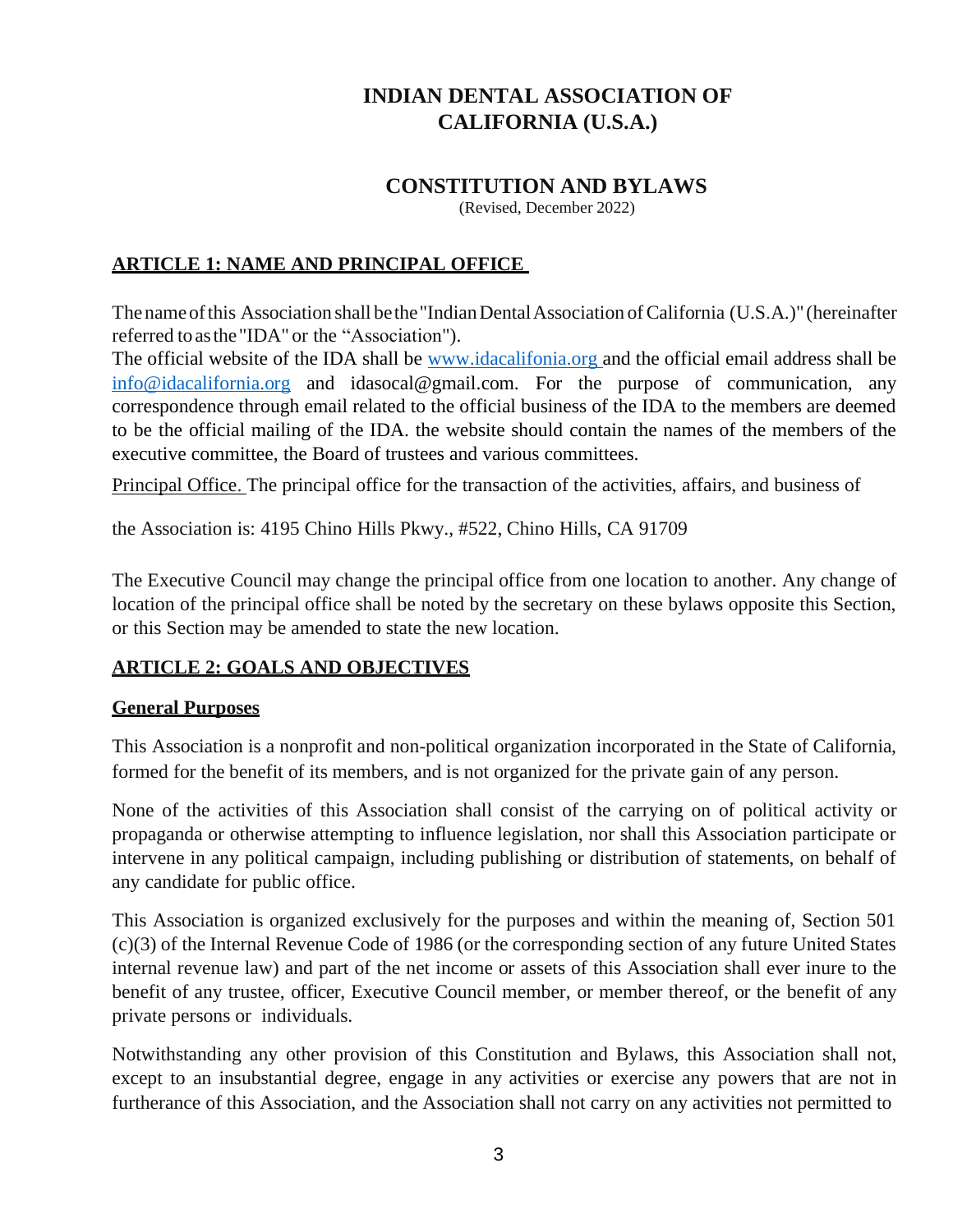# INDIAN DENTAL ASSOCIATION OF CALIFORNIA (U.S.A.)

## CONSTITUTION AND BYLAWS

(Revised, December 2022)

## ARTICLE 1: NAME AND PRINCIPAL OFFICE

The name of this Association shall be the "Indian Dental Association of California (U.S.A.)" (hereinafter referred to as the "IDA" or the "Association").

The official website of the IDA shall be www.idacalifonia.org and the official email address shall be info@idacalifornia.org and idasocal@gmail.com. For the purpose of communication, any correspondence through email related to the official business of the IDA to the members are deemed to be the official mailing of the IDA. the website should contain the names of the members of the executive committee, the Board of trustees and various committees.

Principal Office. The principal office for the transaction of the activities, affairs, and business of the Association is: 4195 Chino Hills Pkwy., #522, Chino Hills, CA 91709

The Executive Council may change the principal office from one location to another. Any change of location of the principal office shall be noted by the secretary on these bylaws opposite this Section, or this Section may be amended to state the new location.

## ARTICLE 2: GOALS AND OBJECTIVES

### General Purposes

This Association is a nonprofit and non-political organization incorporated in the State of California, formed for the benefit of its members, and is not organized for the private gain of any person.

None of the activities of this Association shall consist of the carrying on of political activity or propaganda or otherwise attempting to influence legislation, nor shall this Association participate or intervene in any political campaign, including publishing or distribution of statements, on behalf of any candidate for public office.

This Association is organized exclusively for the purposes and within the meaning of, Section 501 (c)(3) of the Internal Revenue Code of 1986 (or the corresponding section of any future United States internal revenue law) and part of the net income or assets of this Association shall ever inure to the benefit of any trustee, officer, Executive Council member, or member thereof, or the benefit of any private persons or individuals.

Notwithstanding any other provision of this Constitution and Bylaws, this Association shall not, except to an insubstantial degree, engage in any activities or exercise any powers that are not in furtherance of this Association, and the Association shall not carry on any activities not permitted to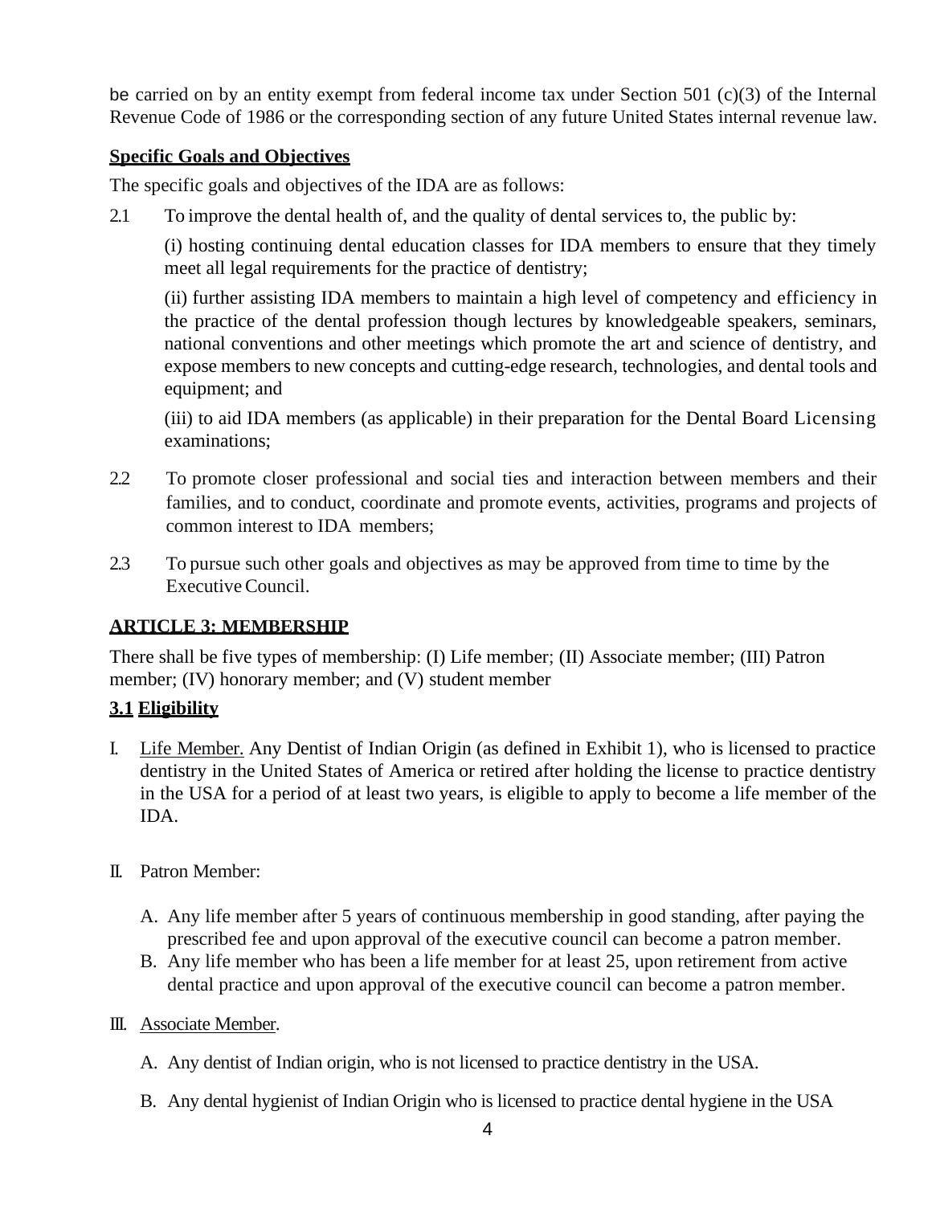be carried on by an entity exempt from federal income tax under Section 501 (c)(3) of the Internal Revenue Code of 1986 or the corresponding section of any future United States internal revenue law.

**Specific Goals and Objectives**

The specific goals and objectives of the IDA are as follows:

2.1 To improve the dental health of, and the quality of dental services to, the public by:

(i) hosting continuing dental education classes for IDA members to ensure that they timely meet all legal requirements for the practice of dentistry;

(ii) further assisting IDA members to maintain a high level of competency and efficiency in the practice of the dental profession though lectures by knowledgeable speakers, seminars, national conventions and other meetings which promote the art and science of dentistry, and expose members to new concepts and cutting-edge research, technologies, and dental tools and equipment; and

(iii) to aid IDA members (as applicable) in their preparation for the Dental Board Licensing examinations;

2.2 To promote closer professional and social ties and interaction between members and their families, and to conduct, coordinate and promote events, activities, programs and projects of common interest to IDA members;

2.3 To pursue such other goals and objectives as may be approved from time to time by the Executive Council.

## ARTICLE 3: MEMBERSHIP

There shall be five types of membership: (I) Life member; (II) Associate member; (III) Patron member; (IV) honorary member; and (V) student member

### 3.1 Eligibility

I. Life Member. Any Dentist of Indian Origin (as defined in Exhibit 1), who is licensed to practice dentistry in the United States of America or retired after holding the license to practice dentistry in the USA for a period of at least two years, is eligible to apply to become a life member of the IDA.

II. Patron Member:

A. Any life member after 5 years of continuous membership in good standing, after paying the prescribed fee and upon approval of the executive council can become a patron member.

B. Any life member who has been a life member for at least 25, upon retirement from active dental practice and upon approval of the executive council can become a patron member.

III. Associate Member.

A. Any dentist of Indian origin, who is not licensed to practice dentistry in the USA.

B. Any dental hygienist of Indian Origin who is licensed to practice dental hygiene in the USA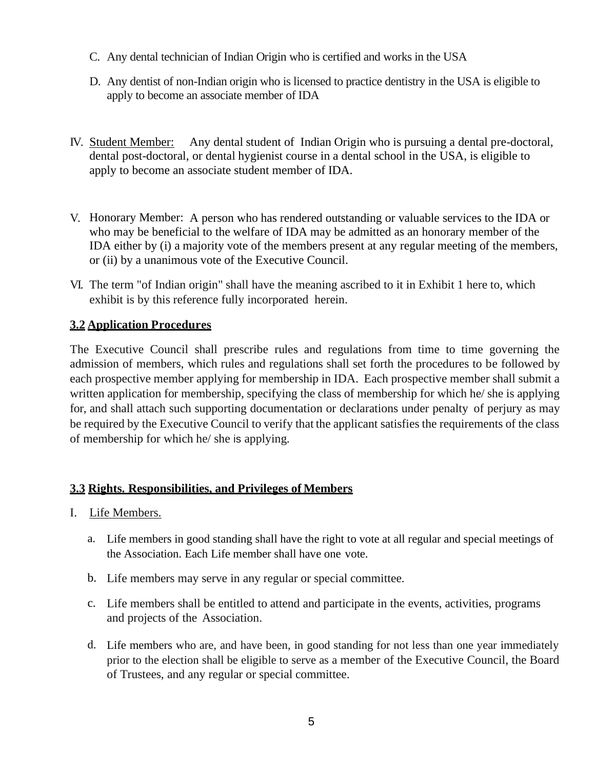C. Any dental technician of Indian Origin who is certified and works in the USA

D. Any dentist of non-Indian origin who is licensed to practice dentistry in the USA is eligible to apply to become an associate member of IDA

IV. Student Member: Any dental student of Indian Origin who is pursuing a dental pre-doctoral, dental post-doctoral, or dental hygienist course in a dental school in the USA, is eligible to apply to become an associate student member of IDA.

V. Honorary Member: A person who has rendered outstanding or valuable services to the IDA or who may be beneficial to the welfare of IDA may be admitted as an honorary member of the IDA either by (i) a majority vote of the members present at any regular meeting of the members, or (ii) by a unanimous vote of the Executive Council.

VI. The term "of Indian origin" shall have the meaning ascribed to it in Exhibit 1 here to, which exhibit is by this reference fully incorporated herein.

### 3.2 Application Procedures

The Executive Council shall prescribe rules and regulations from time to time governing the admission of members, which rules and regulations shall set forth the procedures to be followed by each prospective member applying for membership in IDA. Each prospective member shall submit a written application for membership, specifying the class of membership for which he/ she is applying for, and shall attach such supporting documentation or declarations under penalty of perjury as may be required by the Executive Council to verify that the applicant satisfies the requirements of the class of membership for which he/ she is applying.

### 3.3 Rights. Responsibilities, and Privileges of Members

I. Life Members.

a. Life members in good standing shall have the right to vote at all regular and special meetings of the Association. Each Life member shall have one vote.

b. Life members may serve in any regular or special committee.

c. Life members shall be entitled to attend and participate in the events, activities, programs and projects of the Association.

d. Life members who are, and have been, in good standing for not less than one year immediately prior to the election shall be eligible to serve as a member of the Executive Council, the Board of Trustees, and any regular or special committee.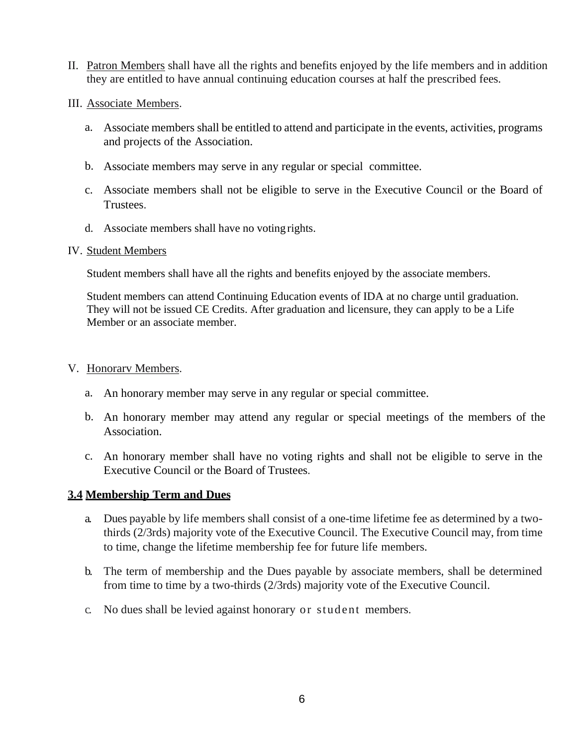II. Patron Members shall have all the rights and benefits enjoyed by the life members and in addition they are entitled to have annual continuing education courses at half the prescribed fees.

III. Associate Members.

a. Associate members shall be entitled to attend and participate in the events, activities, programs and projects of the Association.

b. Associate members may serve in any regular or special committee.

c. Associate members shall not be eligible to serve in the Executive Council or the Board of Trustees.

d. Associate members shall have no voting rights.

IV. Student Members

Student members shall have all the rights and benefits enjoyed by the associate members.

Student members can attend Continuing Education events of IDA at no charge until graduation. They will not be issued CE Credits. After graduation and licensure, they can apply to be a Life Member or an associate member.

V. Honorarv Members.

a. An honorary member may serve in any regular or special committee.

b. An honorary member may attend any regular or special meetings of the members of the Association.

c. An honorary member shall have no voting rights and shall not be eligible to serve in the Executive Council or the Board of Trustees.

### 3.4 Membership Term and Dues

a. Dues payable by life members shall consist of a one-time lifetime fee as determined by a two-thirds (2/3rds) majority vote of the Executive Council. The Executive Council may, from time to time, change the lifetime membership fee for future life members.

b. The term of membership and the Dues payable by associate members, shall be determined from time to time by a two-thirds (2/3rds) majority vote of the Executive Council.

c. No dues shall be levied against honorary or student members.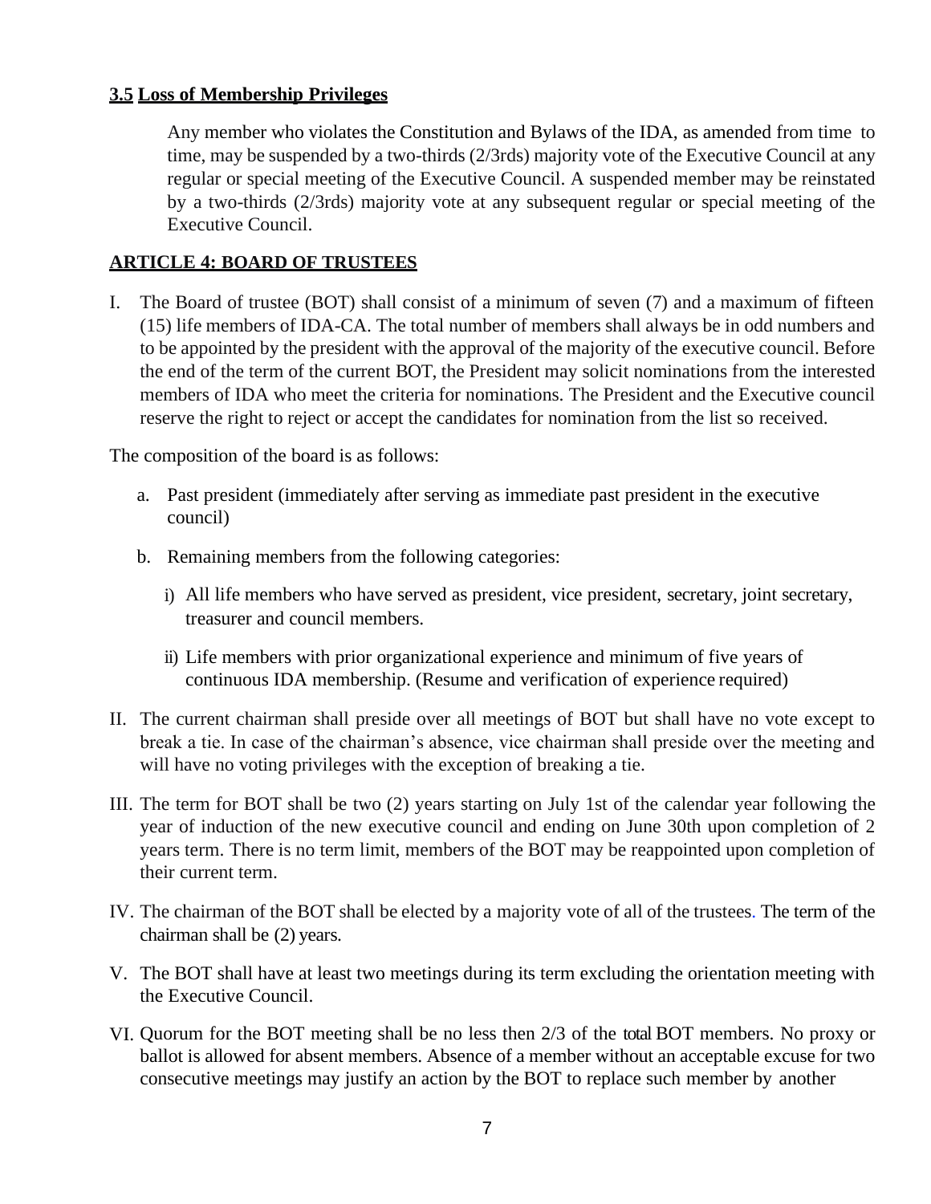**<u>3.5</u> <u>Loss of Membership Privileges</u>**

Any member who violates the Constitution and Bylaws of the IDA, as amended from time to time, may be suspended by a two-thirds (2/3rds) majority vote of the Executive Council at any regular or special meeting of the Executive Council. A suspended member may be reinstated by a two-thirds (2/3rds) majority vote at any subsequent regular or special meeting of the Executive Council.

**<u>ARTICLE 4: BOARD OF TRUSTEES</u>**

I. The Board of trustee (BOT) shall consist of a minimum of seven (7) and a maximum of fifteen (15) life members of IDA-CA. The total number of members shall always be in odd numbers and to be appointed by the president with the approval of the majority of the executive council. Before the end of the term of the current BOT, the President may solicit nominations from the interested members of IDA who meet the criteria for nominations. The President and the Executive council reserve the right to reject or accept the candidates for nomination from the list so received.

The composition of the board is as follows:

a. Past president (immediately after serving as immediate past president in the executive council)

b. Remaining members from the following categories:

i) All life members who have served as president, vice president, secretary, joint secretary, treasurer and council members.

ii) Life members with prior organizational experience and minimum of five years of continuous IDA membership. (Resume and verification of experience required)

II. The current chairman shall preside over all meetings of BOT but shall have no vote except to break a tie. In case of the chairman's absence, vice chairman shall preside over the meeting and will have no voting privileges with the exception of breaking a tie.

III. The term for BOT shall be two (2) years starting on July 1st of the calendar year following the year of induction of the new executive council and ending on June 30th upon completion of 2 years term. There is no term limit, members of the BOT may be reappointed upon completion of their current term.

IV. The chairman of the BOT shall be elected by a majority vote of all of the trustees. The term of the chairman shall be (2) years.

V. The BOT shall have at least two meetings during its term excluding the orientation meeting with the Executive Council.

VI. Quorum for the BOT meeting shall be no less then 2/3 of the total BOT members. No proxy or ballot is allowed for absent members. Absence of a member without an acceptable excuse for two consecutive meetings may justify an action by the BOT to replace such member by another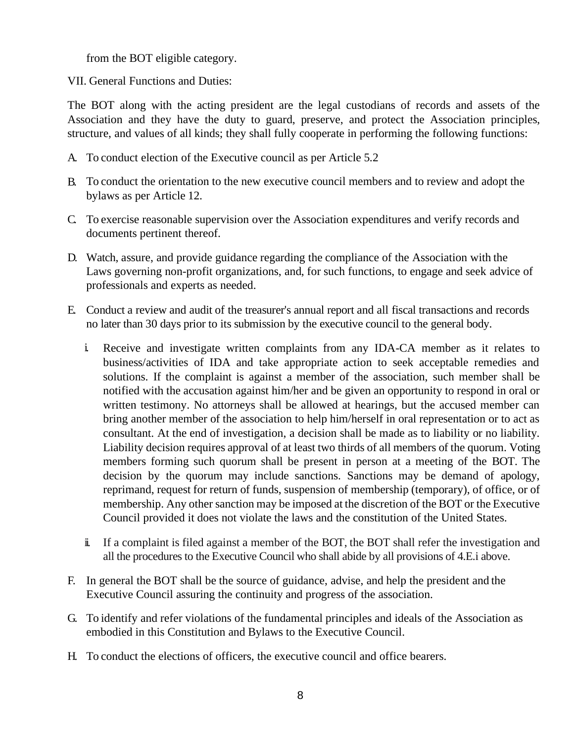from the BOT eligible category.

VII. General Functions and Duties:

The BOT along with the acting president are the legal custodians of records and assets of the Association and they have the duty to guard, preserve, and protect the Association principles, structure, and values of all kinds; they shall fully cooperate in performing the following functions:

A. To conduct election of the Executive council as per Article 5.2

B. To conduct the orientation to the new executive council members and to review and adopt the bylaws as per Article 12.

C. To exercise reasonable supervision over the Association expenditures and verify records and documents pertinent thereof.

D. Watch, assure, and provide guidance regarding the compliance of the Association with the Laws governing non-profit organizations, and, for such functions, to engage and seek advice of professionals and experts as needed.

E. Conduct a review and audit of the treasurer's annual report and all fiscal transactions and records no later than 30 days prior to its submission by the executive council to the general body.

   i. Receive and investigate written complaints from any IDA-CA member as it relates to business/activities of IDA and take appropriate action to seek acceptable remedies and solutions. If the complaint is against a member of the association, such member shall be notified with the accusation against him/her and be given an opportunity to respond in oral or written testimony. No attorneys shall be allowed at hearings, but the accused member can bring another member of the association to help him/herself in oral representation or to act as consultant. At the end of investigation, a decision shall be made as to liability or no liability. Liability decision requires approval of at least two thirds of all members of the quorum. Voting members forming such quorum shall be present in person at a meeting of the BOT. The decision by the quorum may include sanctions. Sanctions may be demand of apology, reprimand, request for return of funds, suspension of membership (temporary), of office, or of membership. Any other sanction may be imposed at the discretion of the BOT or the Executive Council provided it does not violate the laws and the constitution of the United States.

   ii. If a complaint is filed against a member of the BOT, the BOT shall refer the investigation and all the procedures to the Executive Council who shall abide by all provisions of 4.E.i above.

F. In general the BOT shall be the source of guidance, advise, and help the president and the Executive Council assuring the continuity and progress of the association.

G. To identify and refer violations of the fundamental principles and ideals of the Association as embodied in this Constitution and Bylaws to the Executive Council.

H. To conduct the elections of officers, the executive council and office bearers.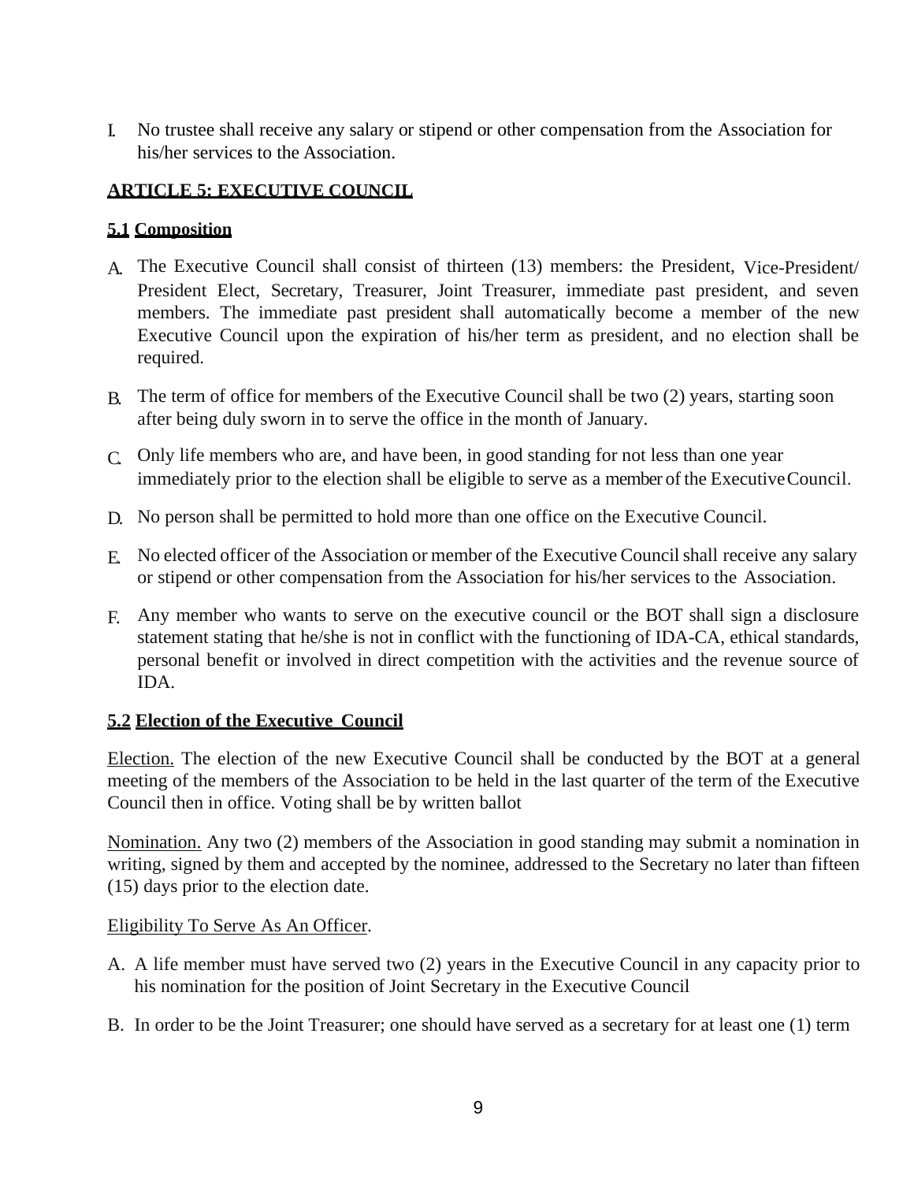I. No trustee shall receive any salary or stipend or other compensation from the Association for his/her services to the Association.

## ARTICLE 5: EXECUTIVE COUNCIL

### 5.1 Composition

A. The Executive Council shall consist of thirteen (13) members: the President, Vice-President/ President Elect, Secretary, Treasurer, Joint Treasurer, immediate past president, and seven members. The immediate past president shall automatically become a member of the new Executive Council upon the expiration of his/her term as president, and no election shall be required.

B. The term of office for members of the Executive Council shall be two (2) years, starting soon after being duly sworn in to serve the office in the month of January.

C. Only life members who are, and have been, in good standing for not less than one year immediately prior to the election shall be eligible to serve as a member of the Executive Council.

D. No person shall be permitted to hold more than one office on the Executive Council.

E. No elected officer of the Association or member of the Executive Council shall receive any salary or stipend or other compensation from the Association for his/her services to the Association.

F. Any member who wants to serve on the executive council or the BOT shall sign a disclosure statement stating that he/she is not in conflict with the functioning of IDA-CA, ethical standards, personal benefit or involved in direct competition with the activities and the revenue source of IDA.

### 5.2 Election of the Executive Council

Election. The election of the new Executive Council shall be conducted by the BOT at a general meeting of the members of the Association to be held in the last quarter of the term of the Executive Council then in office. Voting shall be by written ballot

Nomination. Any two (2) members of the Association in good standing may submit a nomination in writing, signed by them and accepted by the nominee, addressed to the Secretary no later than fifteen (15) days prior to the election date.

Eligibility To Serve As An Officer.

A. A life member must have served two (2) years in the Executive Council in any capacity prior to his nomination for the position of Joint Secretary in the Executive Council

B. In order to be the Joint Treasurer; one should have served as a secretary for at least one (1) term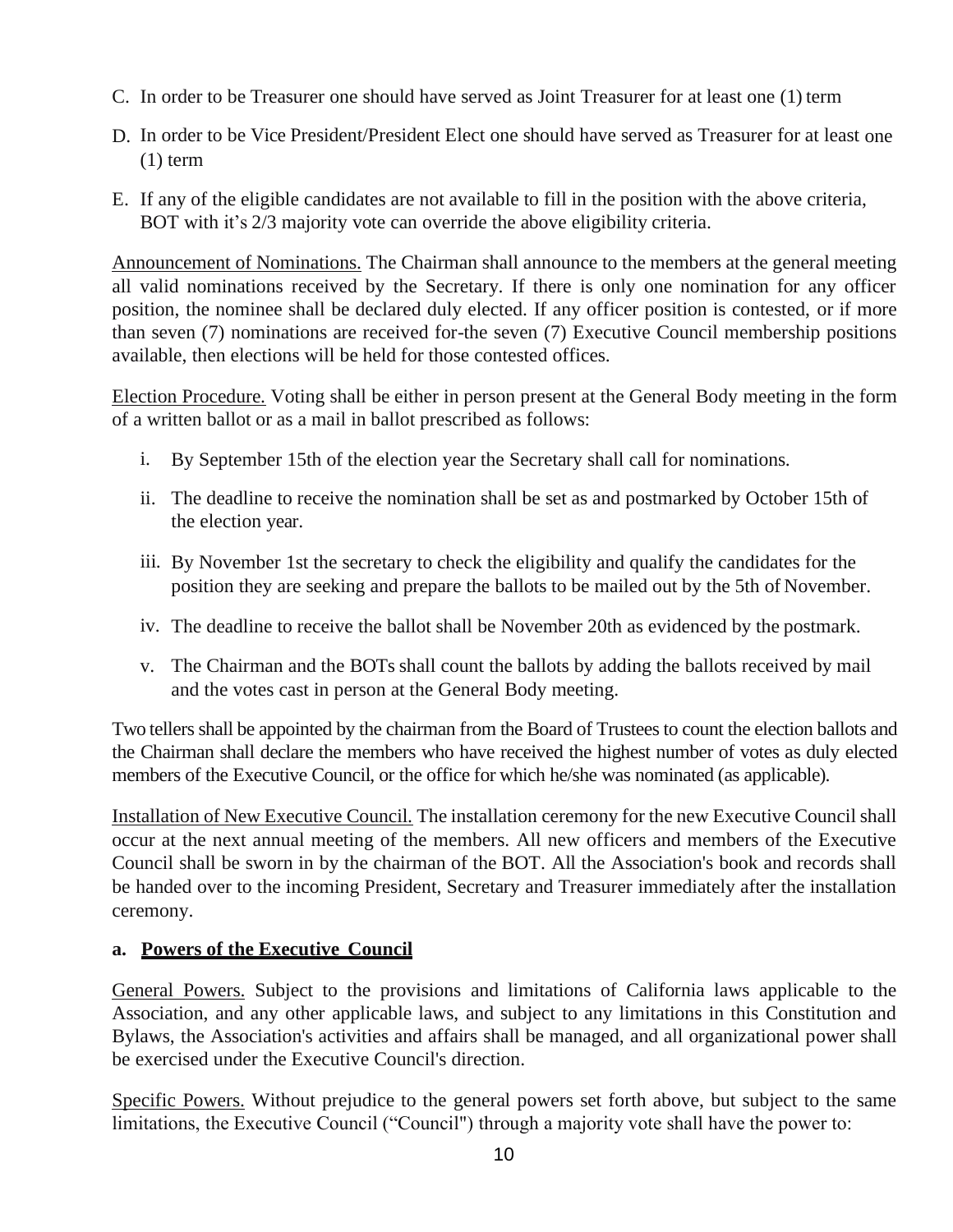C. In order to be Treasurer one should have served as Joint Treasurer for at least one (1) term

D. In order to be Vice President/President Elect one should have served as Treasurer for at least one (1) term

E. If any of the eligible candidates are not available to fill in the position with the above criteria, BOT with it's 2/3 majority vote can override the above eligibility criteria.

<u>Announcement of Nominations.</u> The Chairman shall announce to the members at the general meeting all valid nominations received by the Secretary. If there is only one nomination for any officer position, the nominee shall be declared duly elected. If any officer position is contested, or if more than seven (7) nominations are received for-the seven (7) Executive Council membership positions available, then elections will be held for those contested offices.

<u>Election Procedure.</u> Voting shall be either in person present at the General Body meeting in the form of a written ballot or as a mail in ballot prescribed as follows:

i. By September 15th of the election year the Secretary shall call for nominations.

ii. The deadline to receive the nomination shall be set as and postmarked by October 15th of the election year.

iii. By November 1st the secretary to check the eligibility and qualify the candidates for the position they are seeking and prepare the ballots to be mailed out by the 5th of November.

iv. The deadline to receive the ballot shall be November 20th as evidenced by the postmark.

v. The Chairman and the BOTs shall count the ballots by adding the ballots received by mail and the votes cast in person at the General Body meeting.

Two tellers shall be appointed by the chairman from the Board of Trustees to count the election ballots and the Chairman shall declare the members who have received the highest number of votes as duly elected members of the Executive Council, or the office for which he/she was nominated (as applicable).

<u>Installation of New Executive Council.</u> The installation ceremony for the new Executive Council shall occur at the next annual meeting of the members. All new officers and members of the Executive Council shall be sworn in by the chairman of the BOT. All the Association's book and records shall be handed over to the incoming President, Secretary and Treasurer immediately after the installation ceremony.

**a. <u>Powers of the Executive Council</u>**

<u>General Powers.</u> Subject to the provisions and limitations of California laws applicable to the Association, and any other applicable laws, and subject to any limitations in this Constitution and Bylaws, the Association's activities and affairs shall be managed, and all organizational power shall be exercised under the Executive Council's direction.

<u>Specific Powers.</u> Without prejudice to the general powers set forth above, but subject to the same limitations, the Executive Council ("Council") through a majority vote shall have the power to: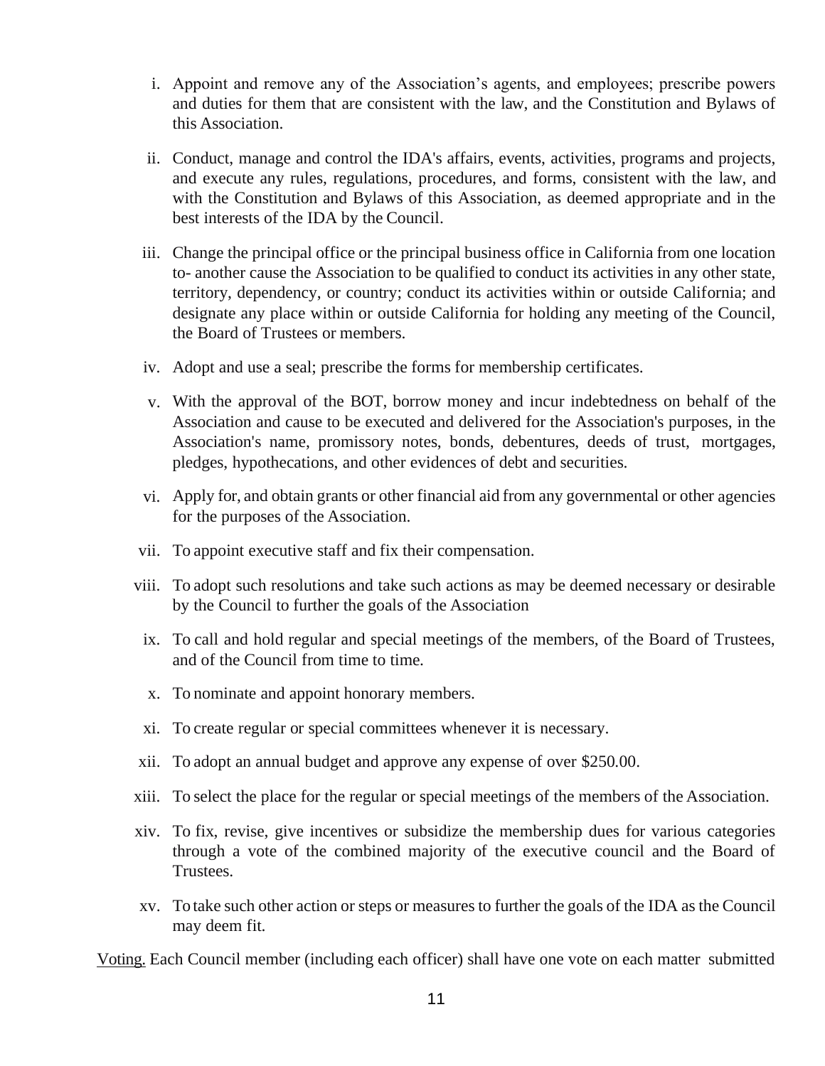i. Appoint and remove any of the Association's agents, and employees; prescribe powers and duties for them that are consistent with the law, and the Constitution and Bylaws of this Association.

ii. Conduct, manage and control the IDA's affairs, events, activities, programs and projects, and execute any rules, regulations, procedures, and forms, consistent with the law, and with the Constitution and Bylaws of this Association, as deemed appropriate and in the best interests of the IDA by the Council.

iii. Change the principal office or the principal business office in California from one location to- another cause the Association to be qualified to conduct its activities in any other state, territory, dependency, or country; conduct its activities within or outside California; and designate any place within or outside California for holding any meeting of the Council, the Board of Trustees or members.

iv. Adopt and use a seal; prescribe the forms for membership certificates.

v. With the approval of the BOT, borrow money and incur indebtedness on behalf of the Association and cause to be executed and delivered for the Association's purposes, in the Association's name, promissory notes, bonds, debentures, deeds of trust, mortgages, pledges, hypothecations, and other evidences of debt and securities.

vi. Apply for, and obtain grants or other financial aid from any governmental or other agencies for the purposes of the Association.

vii. To appoint executive staff and fix their compensation.

viii. To adopt such resolutions and take such actions as may be deemed necessary or desirable by the Council to further the goals of the Association

ix. To call and hold regular and special meetings of the members, of the Board of Trustees, and of the Council from time to time.

x. To nominate and appoint honorary members.

xi. To create regular or special committees whenever it is necessary.

xii. To adopt an annual budget and approve any expense of over $250.00.

xiii. To select the place for the regular or special meetings of the members of the Association.

xiv. To fix, revise, give incentives or subsidize the membership dues for various categories through a vote of the combined majority of the executive council and the Board of Trustees.

xv. To take such other action or steps or measures to further the goals of the IDA as the Council may deem fit.

<u>Voting.</u> Each Council member (including each officer) shall have one vote on each matter submitted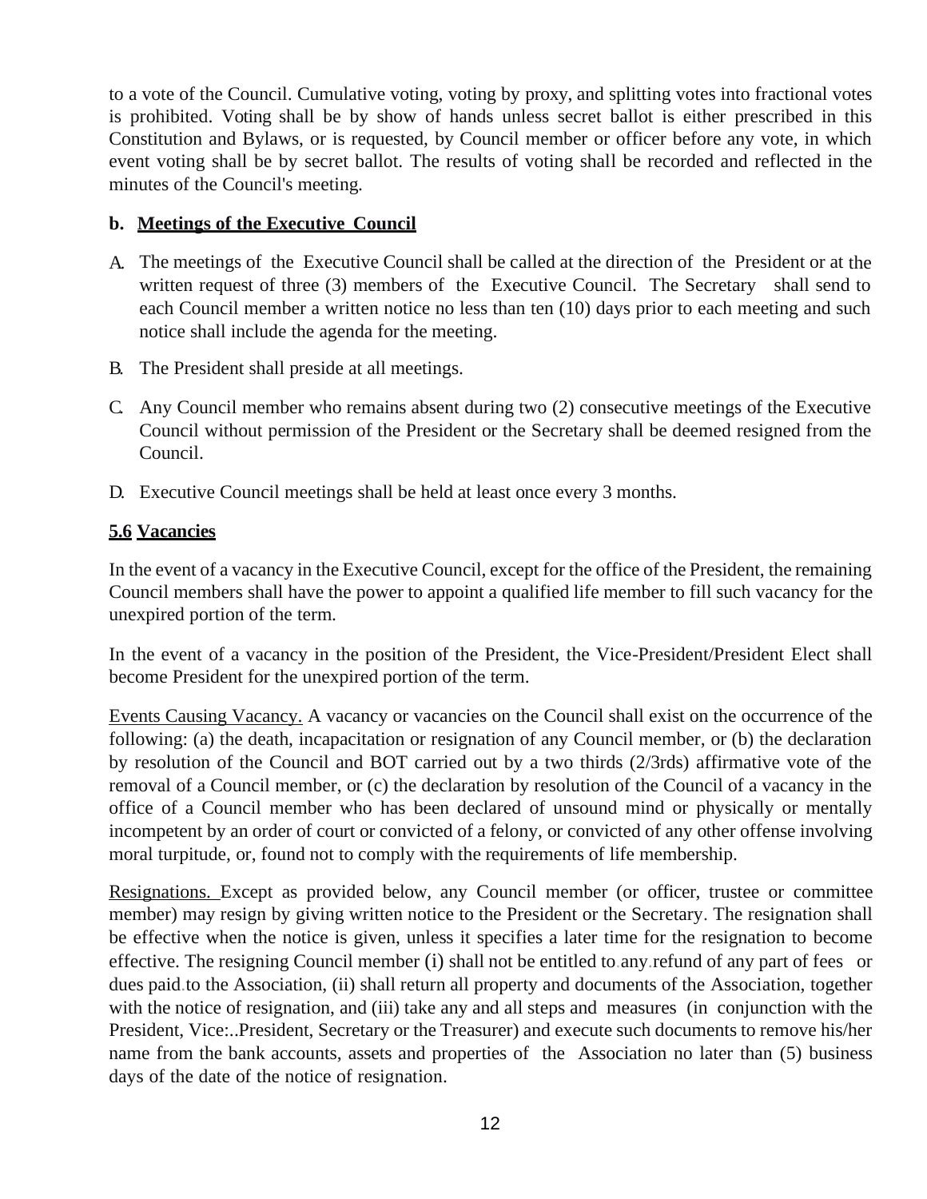to a vote of the Council. Cumulative voting, voting by proxy, and splitting votes into fractional votes is prohibited. Voting shall be by show of hands unless secret ballot is either prescribed in this Constitution and Bylaws, or is requested, by Council member or officer before any vote, in which event voting shall be by secret ballot. The results of voting shall be recorded and reflected in the minutes of the Council's meeting.

**b. <u>Meetings of the Executive Council</u>**

A. The meetings of the Executive Council shall be called at the direction of the President or at the written request of three (3) members of the Executive Council. The Secretary shall send to each Council member a written notice no less than ten (10) days prior to each meeting and such notice shall include the agenda for the meeting.

B. The President shall preside at all meetings.

C. Any Council member who remains absent during two (2) consecutive meetings of the Executive Council without permission of the President or the Secretary shall be deemed resigned from the Council.

D. Executive Council meetings shall be held at least once every 3 months.

**<u>5.6 Vacancies</u>**

In the event of a vacancy in the Executive Council, except for the office of the President, the remaining Council members shall have the power to appoint a qualified life member to fill such vacancy for the unexpired portion of the term.

In the event of a vacancy in the position of the President, the Vice-President/President Elect shall become President for the unexpired portion of the term.

<u>Events Causing Vacancy.</u> A vacancy or vacancies on the Council shall exist on the occurrence of the following: (a) the death, incapacitation or resignation of any Council member, or (b) the declaration by resolution of the Council and BOT carried out by a two thirds (2/3rds) affirmative vote of the removal of a Council member, or (c) the declaration by resolution of the Council of a vacancy in the office of a Council member who has been declared of unsound mind or physically or mentally incompetent by an order of court or convicted of a felony, or convicted of any other offense involving moral turpitude, or, found not to comply with the requirements of life membership.

<u>Resignations.</u> Except as provided below, any Council member (or officer, trustee or committee member) may resign by giving written notice to the President or the Secretary. The resignation shall be effective when the notice is given, unless it specifies a later time for the resignation to become effective. The resigning Council member (i) shall not be entitled to any refund of any part of fees or dues paid to the Association, (ii) shall return all property and documents of the Association, together with the notice of resignation, and (iii) take any and all steps and measures (in conjunction with the President, Vice:..President, Secretary or the Treasurer) and execute such documents to remove his/her name from the bank accounts, assets and properties of the Association no later than (5) business days of the date of the notice of resignation.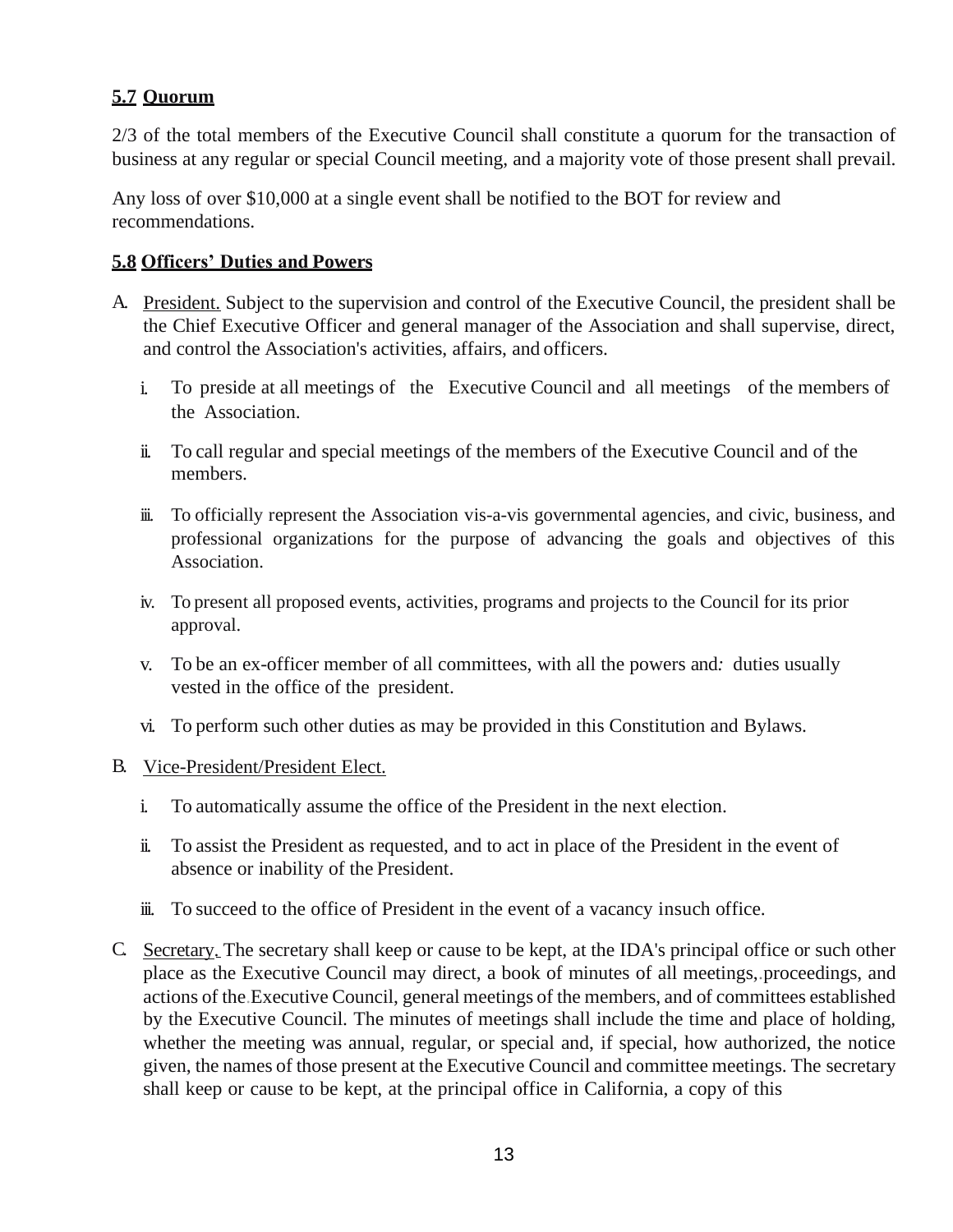## **5.7 Quorum**

2/3 of the total members of the Executive Council shall constitute a quorum for the transaction of business at any regular or special Council meeting, and a majority vote of those present shall prevail.

Any loss of over $10,000 at a single event shall be notified to the BOT for review and recommendations.

## **5.8 Officers' Duties and Powers**

A. President. Subject to the supervision and control of the Executive Council, the president shall be the Chief Executive Officer and general manager of the Association and shall supervise, direct, and control the Association's activities, affairs, and officers.

   i. To preside at all meetings of the Executive Council and all meetings of the members of the Association.

   ii. To call regular and special meetings of the members of the Executive Council and of the members.

   iii. To officially represent the Association vis-a-vis governmental agencies, and civic, business, and professional organizations for the purpose of advancing the goals and objectives of this Association.

   iv. To present all proposed events, activities, programs and projects to the Council for its prior approval.

   v. To be an ex-officer member of all committees, with all the powers and: duties usually vested in the office of the president.

   vi. To perform such other duties as may be provided in this Constitution and Bylaws.

B. Vice-President/President Elect.

   i. To automatically assume the office of the President in the next election.

   ii. To assist the President as requested, and to act in place of the President in the event of absence or inability of the President.

   iii. To succeed to the office of President in the event of a vacancy insuch office.

C. Secretary. The secretary shall keep or cause to be kept, at the IDA's principal office or such other place as the Executive Council may direct, a book of minutes of all meetings, proceedings, and actions of the Executive Council, general meetings of the members, and of committees established by the Executive Council. The minutes of meetings shall include the time and place of holding, whether the meeting was annual, regular, or special and, if special, how authorized, the notice given, the names of those present at the Executive Council and committee meetings. The secretary shall keep or cause to be kept, at the principal office in California, a copy of this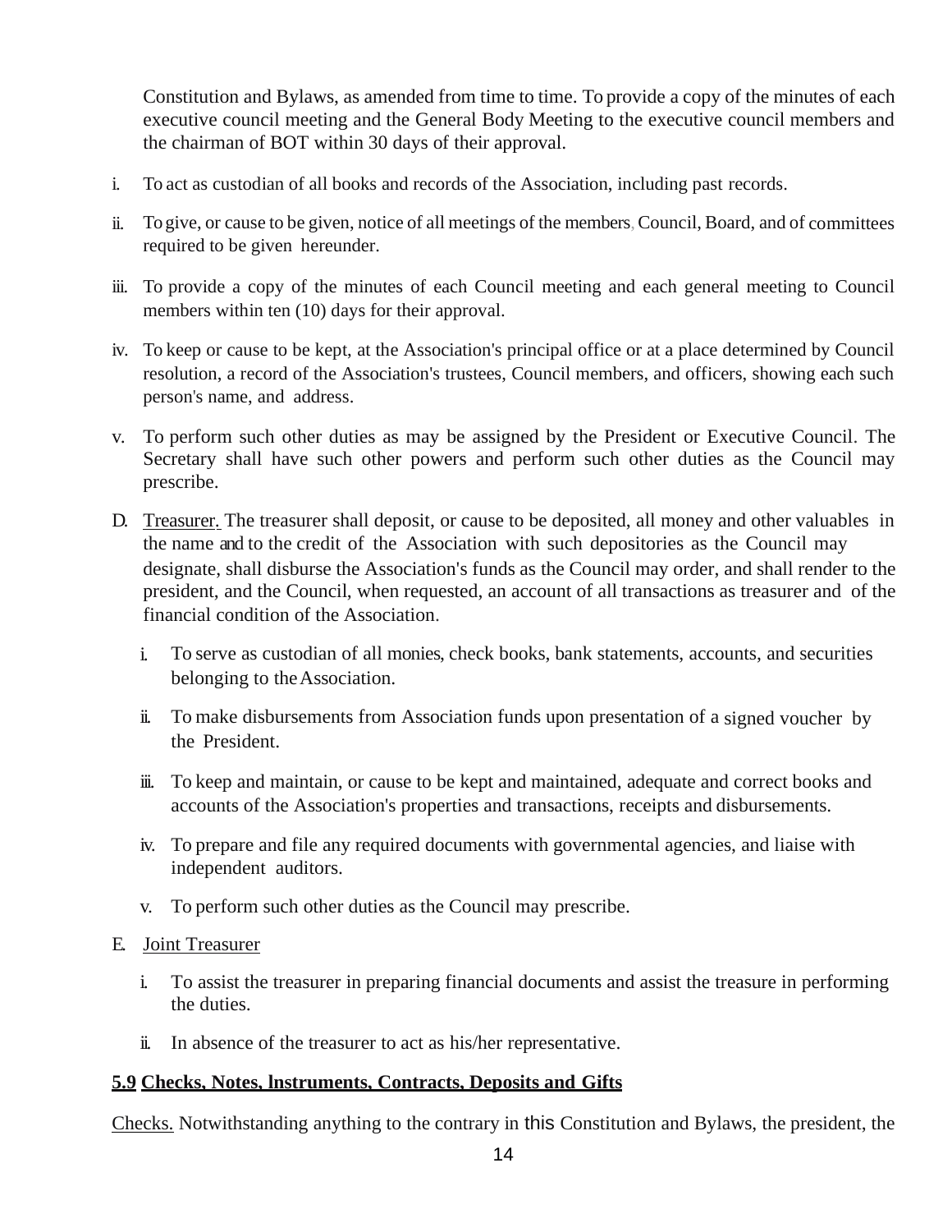Constitution and Bylaws, as amended from time to time. To provide a copy of the minutes of each executive council meeting and the General Body Meeting to the executive council members and the chairman of BOT within 30 days of their approval.

i. To act as custodian of all books and records of the Association, including past records.

ii. To give, or cause to be given, notice of all meetings of the members, Council, Board, and of committees required to be given hereunder.

iii. To provide a copy of the minutes of each Council meeting and each general meeting to Council members within ten (10) days for their approval.

iv. To keep or cause to be kept, at the Association's principal office or at a place determined by Council resolution, a record of the Association's trustees, Council members, and officers, showing each such person's name, and address.

v. To perform such other duties as may be assigned by the President or Executive Council. The Secretary shall have such other powers and perform such other duties as the Council may prescribe.

D. Treasurer. The treasurer shall deposit, or cause to be deposited, all money and other valuables in the name and to the credit of the Association with such depositories as the Council may designate, shall disburse the Association's funds as the Council may order, and shall render to the president, and the Council, when requested, an account of all transactions as treasurer and of the financial condition of the Association.

   i. To serve as custodian of all monies, check books, bank statements, accounts, and securities belonging to the Association.

   ii. To make disbursements from Association funds upon presentation of a signed voucher by the President.

   iii. To keep and maintain, or cause to be kept and maintained, adequate and correct books and accounts of the Association's properties and transactions, receipts and disbursements.

   iv. To prepare and file any required documents with governmental agencies, and liaise with independent auditors.

   v. To perform such other duties as the Council may prescribe.

E. Joint Treasurer

   i. To assist the treasurer in preparing financial documents and assist the treasure in performing the duties.

   ii. In absence of the treasurer to act as his/her representative.

**5.9 Checks, Notes, lnstruments, Contracts, Deposits and Gifts**

Checks. Notwithstanding anything to the contrary in this Constitution and Bylaws, the president, the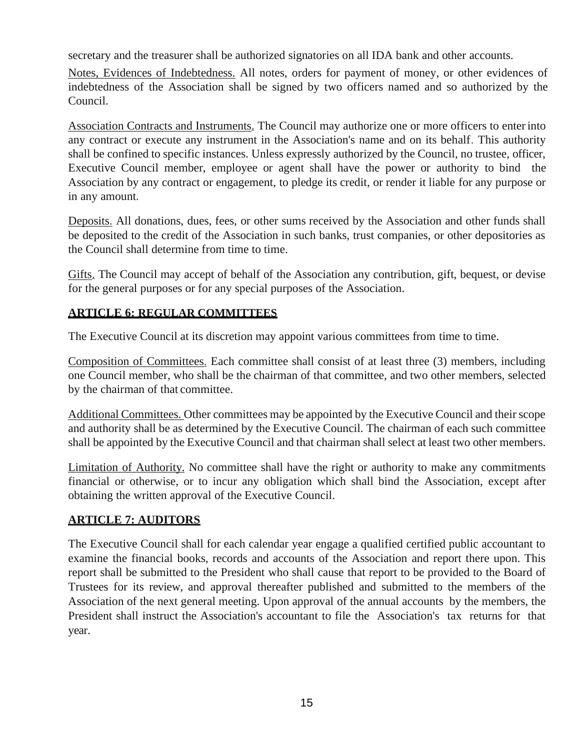secretary and the treasurer shall be authorized signatories on all IDA bank and other accounts.

Notes, Evidences of Indebtedness. All notes, orders for payment of money, or other evidences of indebtedness of the Association shall be signed by two officers named and so authorized by the Council.

Association Contracts and Instruments. The Council may authorize one or more officers to enter into any contract or execute any instrument in the Association's name and on its behalf. This authority shall be confined to specific instances. Unless expressly authorized by the Council, no trustee, officer, Executive Council member, employee or agent shall have the power or authority to bind the Association by any contract or engagement, to pledge its credit, or render it liable for any purpose or in any amount.

Deposits. All donations, dues, fees, or other sums received by the Association and other funds shall be deposited to the credit of the Association in such banks, trust companies, or other depositories as the Council shall determine from time to time.

Gifts. The Council may accept of behalf of the Association any contribution, gift, bequest, or devise for the general purposes or for any special purposes of the Association.

## ARTICLE 6: REGULAR COMMITTEES

The Executive Council at its discretion may appoint various committees from time to time.

Composition of Committees. Each committee shall consist of at least three (3) members, including one Council member, who shall be the chairman of that committee, and two other members, selected by the chairman of that committee.

Additional Committees. Other committees may be appointed by the Executive Council and their scope and authority shall be as determined by the Executive Council. The chairman of each such committee shall be appointed by the Executive Council and that chairman shall select at least two other members.

Limitation of Authority. No committee shall have the right or authority to make any commitments financial or otherwise, or to incur any obligation which shall bind the Association, except after obtaining the written approval of the Executive Council.

## ARTICLE 7: AUDITORS

The Executive Council shall for each calendar year engage a qualified certified public accountant to examine the financial books, records and accounts of the Association and report there upon. This report shall be submitted to the President who shall cause that report to be provided to the Board of Trustees for its review, and approval thereafter published and submitted to the members of the Association of the next general meeting. Upon approval of the annual accounts by the members, the President shall instruct the Association's accountant to file the Association's tax returns for that year.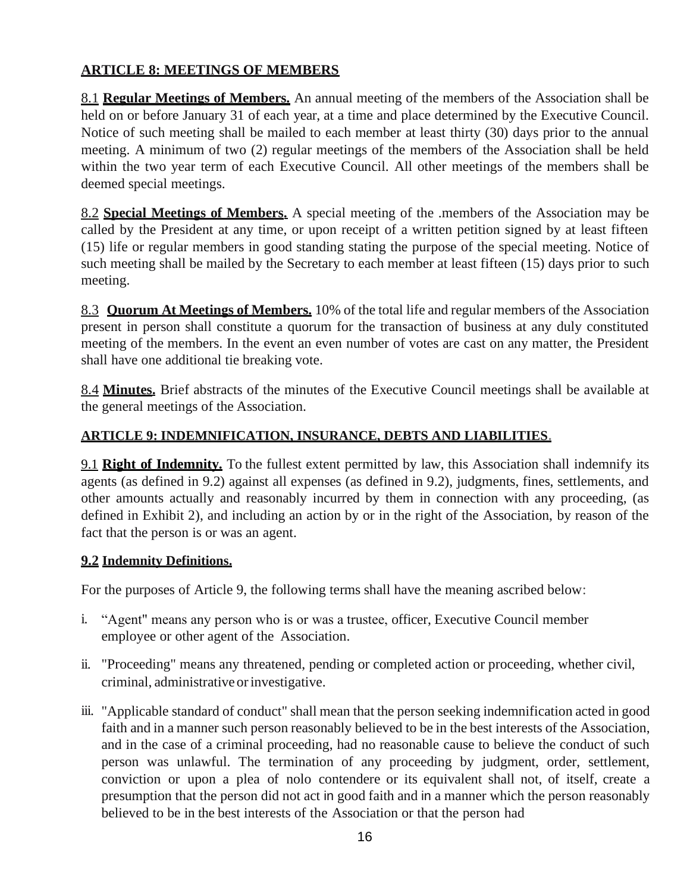## ARTICLE 8: MEETINGS OF MEMBERS

8.1 **Regular Meetings of Members.** An annual meeting of the members of the Association shall be held on or before January 31 of each year, at a time and place determined by the Executive Council. Notice of such meeting shall be mailed to each member at least thirty (30) days prior to the annual meeting. A minimum of two (2) regular meetings of the members of the Association shall be held within the two year term of each Executive Council. All other meetings of the members shall be deemed special meetings.

8.2 **Special Meetings of Members.** A special meeting of the .members of the Association may be called by the President at any time, or upon receipt of a written petition signed by at least fifteen (15) life or regular members in good standing stating the purpose of the special meeting. Notice of such meeting shall be mailed by the Secretary to each member at least fifteen (15) days prior to such meeting.

8.3 **Quorum At Meetings of Members.** 10% of the total life and regular members of the Association present in person shall constitute a quorum for the transaction of business at any duly constituted meeting of the members. In the event an even number of votes are cast on any matter, the President shall have one additional tie breaking vote.

8.4 **Minutes.** Brief abstracts of the minutes of the Executive Council meetings shall be available at the general meetings of the Association.

## ARTICLE 9: INDEMNIFICATION, INSURANCE, DEBTS AND LIABILITIES.

9.1 **Right of Indemnity.** To the fullest extent permitted by law, this Association shall indemnify its agents (as defined in 9.2) against all expenses (as defined in 9.2), judgments, fines, settlements, and other amounts actually and reasonably incurred by them in connection with any proceeding, (as defined in Exhibit 2), and including an action by or in the right of the Association, by reason of the fact that the person is or was an agent.

**9.2 Indemnity Definitions.**

For the purposes of Article 9, the following terms shall have the meaning ascribed below:

i. "Agent" means any person who is or was a trustee, officer, Executive Council member employee or other agent of the Association.

ii. "Proceeding" means any threatened, pending or completed action or proceeding, whether civil, criminal, administrative or investigative.

iii. "Applicable standard of conduct" shall mean that the person seeking indemnification acted in good faith and in a manner such person reasonably believed to be in the best interests of the Association, and in the case of a criminal proceeding, had no reasonable cause to believe the conduct of such person was unlawful. The termination of any proceeding by judgment, order, settlement, conviction or upon a plea of nolo contendere or its equivalent shall not, of itself, create a presumption that the person did not act in good faith and in a manner which the person reasonably believed to be in the best interests of the Association or that the person had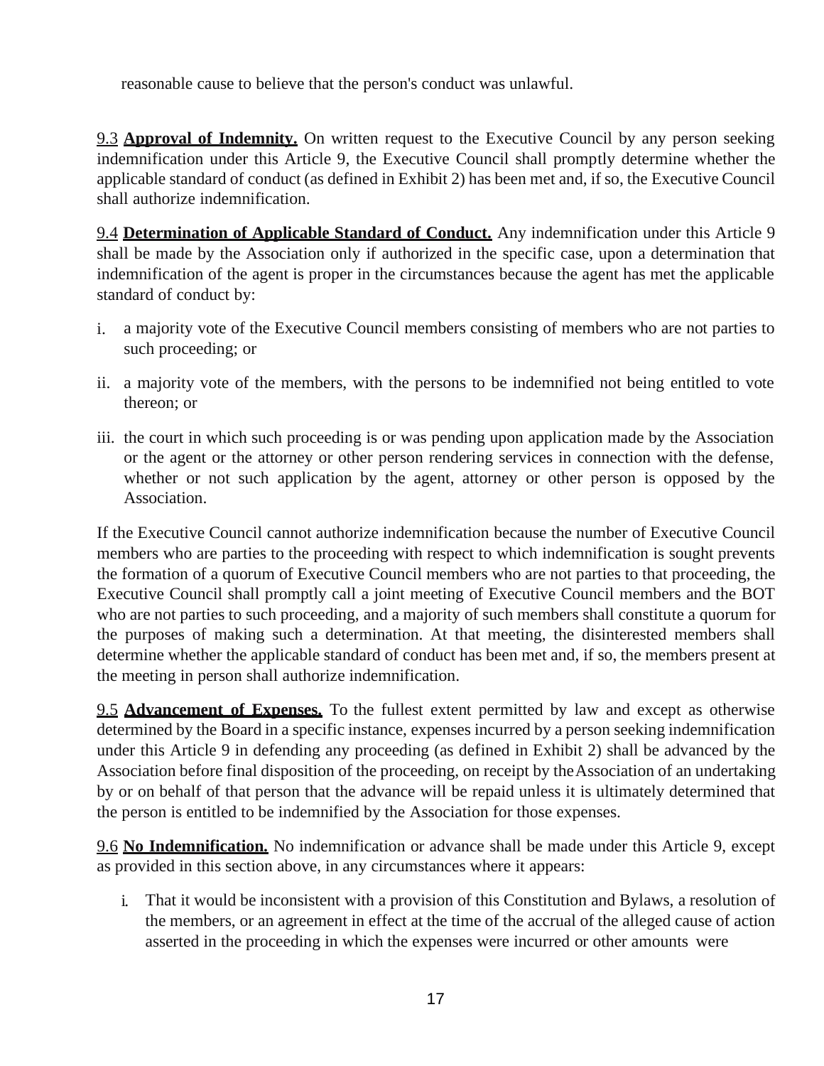reasonable cause to believe that the person's conduct was unlawful.

9.3 **Approval of Indemnity.** On written request to the Executive Council by any person seeking indemnification under this Article 9, the Executive Council shall promptly determine whether the applicable standard of conduct (as defined in Exhibit 2) has been met and, if so, the Executive Council shall authorize indemnification.

9.4 **Determination of Applicable Standard of Conduct.** Any indemnification under this Article 9 shall be made by the Association only if authorized in the specific case, upon a determination that indemnification of the agent is proper in the circumstances because the agent has met the applicable standard of conduct by:

i. a majority vote of the Executive Council members consisting of members who are not parties to such proceeding; or

ii. a majority vote of the members, with the persons to be indemnified not being entitled to vote thereon; or

iii. the court in which such proceeding is or was pending upon application made by the Association or the agent or the attorney or other person rendering services in connection with the defense, whether or not such application by the agent, attorney or other person is opposed by the Association.

If the Executive Council cannot authorize indemnification because the number of Executive Council members who are parties to the proceeding with respect to which indemnification is sought prevents the formation of a quorum of Executive Council members who are not parties to that proceeding, the Executive Council shall promptly call a joint meeting of Executive Council members and the BOT who are not parties to such proceeding, and a majority of such members shall constitute a quorum for the purposes of making such a determination. At that meeting, the disinterested members shall determine whether the applicable standard of conduct has been met and, if so, the members present at the meeting in person shall authorize indemnification.

9.5 **Advancement of Expenses.** To the fullest extent permitted by law and except as otherwise determined by the Board in a specific instance, expenses incurred by a person seeking indemnification under this Article 9 in defending any proceeding (as defined in Exhibit 2) shall be advanced by the Association before final disposition of the proceeding, on receipt by the Association of an undertaking by or on behalf of that person that the advance will be repaid unless it is ultimately determined that the person is entitled to be indemnified by the Association for those expenses.

9.6 **No Indemnification.** No indemnification or advance shall be made under this Article 9, except as provided in this section above, in any circumstances where it appears:

i. That it would be inconsistent with a provision of this Constitution and Bylaws, a resolution of the members, or an agreement in effect at the time of the accrual of the alleged cause of action asserted in the proceeding in which the expenses were incurred or other amounts were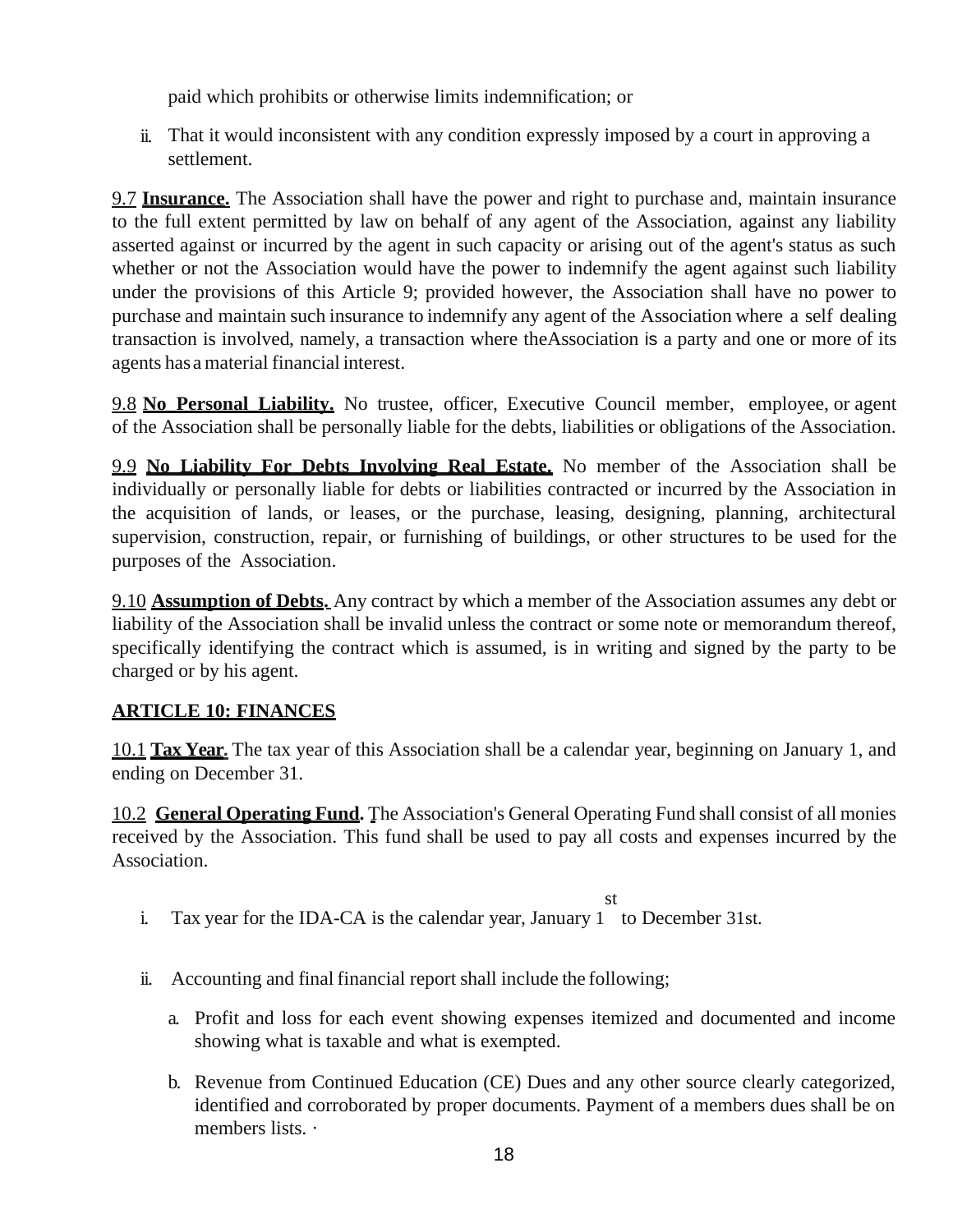paid which prohibits or otherwise limits indemnification; or

ii. That it would inconsistent with any condition expressly imposed by a court in approving a settlement.

9.7 **Insurance.** The Association shall have the power and right to purchase and, maintain insurance to the full extent permitted by law on behalf of any agent of the Association, against any liability asserted against or incurred by the agent in such capacity or arising out of the agent's status as such whether or not the Association would have the power to indemnify the agent against such liability under the provisions of this Article 9; provided however, the Association shall have no power to purchase and maintain such insurance to indemnify any agent of the Association where a self dealing transaction is involved, namely, a transaction where theAssociation is a party and one or more of its agents has a material financial interest.

9.8 **No Personal Liability.** No trustee, officer, Executive Council member, employee, or agent of the Association shall be personally liable for the debts, liabilities or obligations of the Association.

9.9 **No Liability For Debts Involving Real Estate.** No member of the Association shall be individually or personally liable for debts or liabilities contracted or incurred by the Association in the acquisition of lands, or leases, or the purchase, leasing, designing, planning, architectural supervision, construction, repair, or furnishing of buildings, or other structures to be used for the purposes of the Association.

9.10 **Assumption of Debts.** Any contract by which a member of the Association assumes any debt or liability of the Association shall be invalid unless the contract or some note or memorandum thereof, specifically identifying the contract which is assumed, is in writing and signed by the party to be charged or by his agent.

## ARTICLE 10: FINANCES

10.1 **Tax Year.** The tax year of this Association shall be a calendar year, beginning on January 1, and ending on December 31.

10.2 **General Operating Fund.** The Association's General Operating Fund shall consist of all monies received by the Association. This fund shall be used to pay all costs and expenses incurred by the Association.

i. Tax year for the IDA-CA is the calendar year, January 1st to December 31st.

ii. Accounting and final financial report shall include the following;

   a. Profit and loss for each event showing expenses itemized and documented and income showing what is taxable and what is exempted.

   b. Revenue from Continued Education (CE) Dues and any other source clearly categorized, identified and corroborated by proper documents. Payment of a members dues shall be on members lists. ·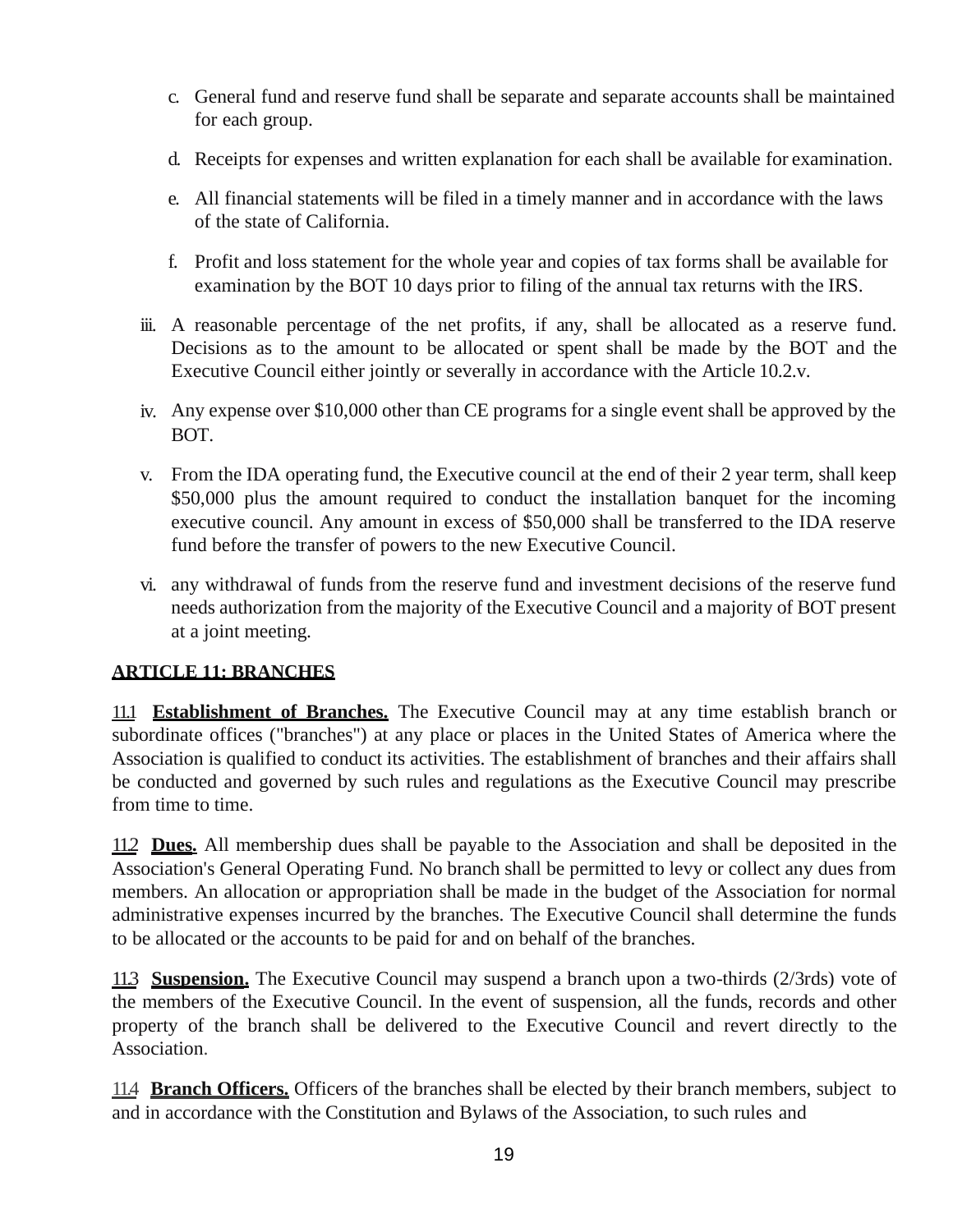c. General fund and reserve fund shall be separate and separate accounts shall be maintained for each group.

d. Receipts for expenses and written explanation for each shall be available for examination.

e. All financial statements will be filed in a timely manner and in accordance with the laws of the state of California.

f. Profit and loss statement for the whole year and copies of tax forms shall be available for examination by the BOT 10 days prior to filing of the annual tax returns with the IRS.

iii. A reasonable percentage of the net profits, if any, shall be allocated as a reserve fund. Decisions as to the amount to be allocated or spent shall be made by the BOT and the Executive Council either jointly or severally in accordance with the Article 10.2.v.

iv. Any expense over $10,000 other than CE programs for a single event shall be approved by the BOT.

v. From the IDA operating fund, the Executive council at the end of their 2 year term, shall keep $50,000 plus the amount required to conduct the installation banquet for the incoming executive council. Any amount in excess of $50,000 shall be transferred to the IDA reserve fund before the transfer of powers to the new Executive Council.

vi. any withdrawal of funds from the reserve fund and investment decisions of the reserve fund needs authorization from the majority of the Executive Council and a majority of BOT present at a joint meeting.

## ARTICLE 11: BRANCHES

11.1 **Establishment of Branches.** The Executive Council may at any time establish branch or subordinate offices ("branches") at any place or places in the United States of America where the Association is qualified to conduct its activities. The establishment of branches and their affairs shall be conducted and governed by such rules and regulations as the Executive Council may prescribe from time to time.

11.2 **Dues.** All membership dues shall be payable to the Association and shall be deposited in the Association's General Operating Fund. No branch shall be permitted to levy or collect any dues from members. An allocation or appropriation shall be made in the budget of the Association for normal administrative expenses incurred by the branches. The Executive Council shall determine the funds to be allocated or the accounts to be paid for and on behalf of the branches.

11.3 **Suspension.** The Executive Council may suspend a branch upon a two-thirds (2/3rds) vote of the members of the Executive Council. In the event of suspension, all the funds, records and other property of the branch shall be delivered to the Executive Council and revert directly to the Association.

11.4 **Branch Officers.** Officers of the branches shall be elected by their branch members, subject to and in accordance with the Constitution and Bylaws of the Association, to such rules and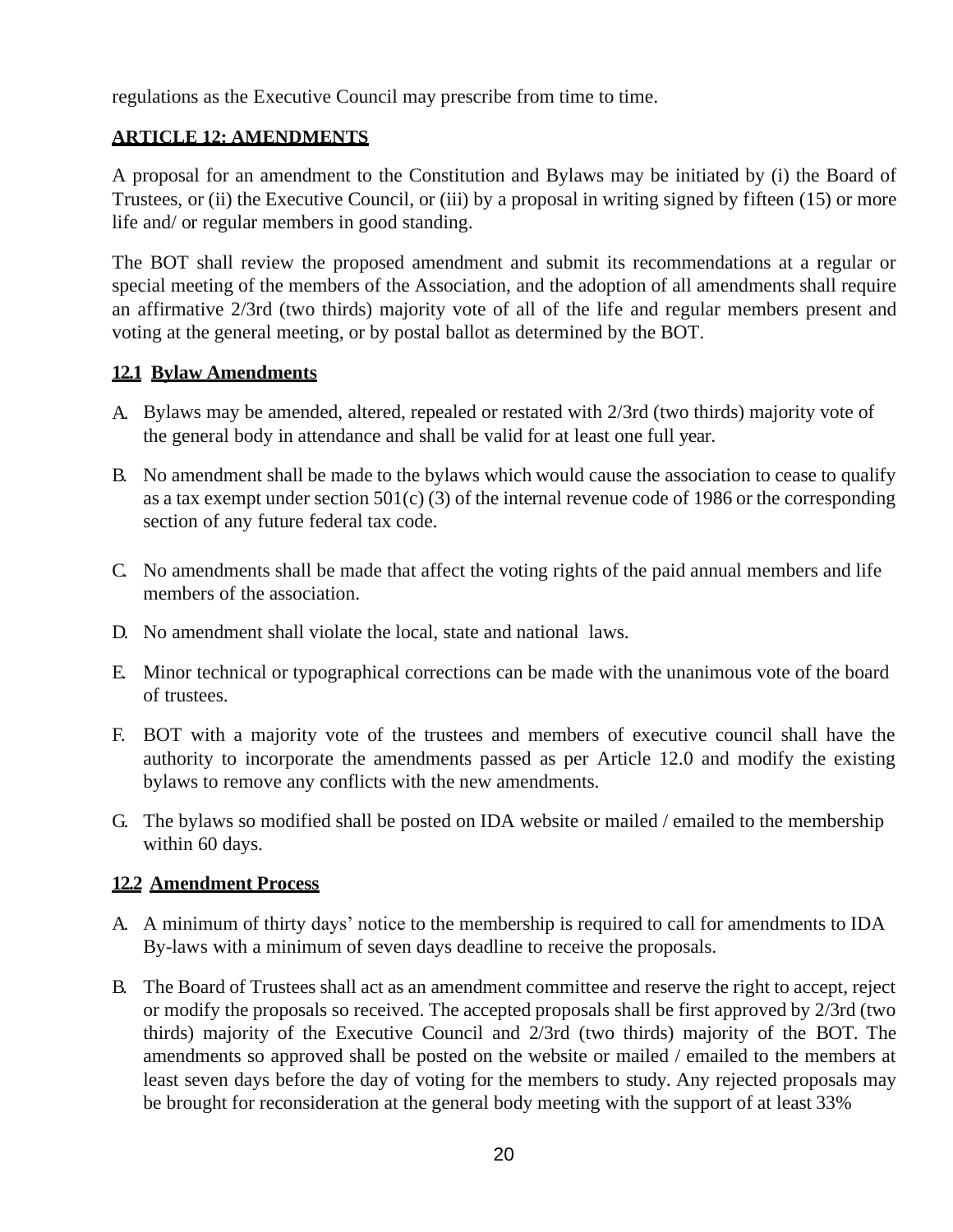regulations as the Executive Council may prescribe from time to time.

## ARTICLE 12: AMENDMENTS

A proposal for an amendment to the Constitution and Bylaws may be initiated by (i) the Board of Trustees, or (ii) the Executive Council, or (iii) by a proposal in writing signed by fifteen (15) or more life and/ or regular members in good standing.

The BOT shall review the proposed amendment and submit its recommendations at a regular or special meeting of the members of the Association, and the adoption of all amendments shall require an affirmative 2/3rd (two thirds) majority vote of all of the life and regular members present and voting at the general meeting, or by postal ballot as determined by the BOT.

### 12.1 Bylaw Amendments

A. Bylaws may be amended, altered, repealed or restated with 2/3rd (two thirds) majority vote of the general body in attendance and shall be valid for at least one full year.

B. No amendment shall be made to the bylaws which would cause the association to cease to qualify as a tax exempt under section 501(c) (3) of the internal revenue code of 1986 or the corresponding section of any future federal tax code.

C. No amendments shall be made that affect the voting rights of the paid annual members and life members of the association.

D. No amendment shall violate the local, state and national laws.

E. Minor technical or typographical corrections can be made with the unanimous vote of the board of trustees.

F. BOT with a majority vote of the trustees and members of executive council shall have the authority to incorporate the amendments passed as per Article 12.0 and modify the existing bylaws to remove any conflicts with the new amendments.

G. The bylaws so modified shall be posted on IDA website or mailed / emailed to the membership within 60 days.

### 12.2 Amendment Process

A. A minimum of thirty days' notice to the membership is required to call for amendments to IDA By-laws with a minimum of seven days deadline to receive the proposals.

B. The Board of Trustees shall act as an amendment committee and reserve the right to accept, reject or modify the proposals so received. The accepted proposals shall be first approved by 2/3rd (two thirds) majority of the Executive Council and 2/3rd (two thirds) majority of the BOT. The amendments so approved shall be posted on the website or mailed / emailed to the members at least seven days before the day of voting for the members to study. Any rejected proposals may be brought for reconsideration at the general body meeting with the support of at least 33%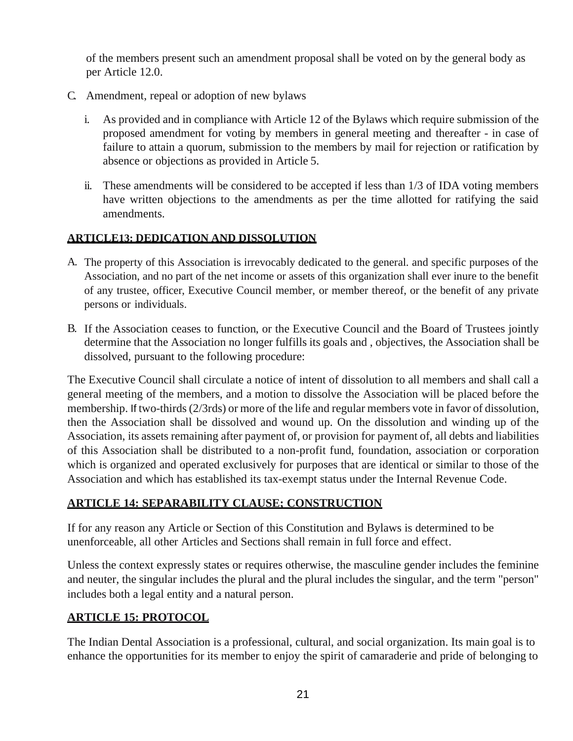of the members present such an amendment proposal shall be voted on by the general body as per Article 12.0.

C. Amendment, repeal or adoption of new bylaws

i. As provided and in compliance with Article 12 of the Bylaws which require submission of the proposed amendment for voting by members in general meeting and thereafter - in case of failure to attain a quorum, submission to the members by mail for rejection or ratification by absence or objections as provided in Article 5.

ii. These amendments will be considered to be accepted if less than 1/3 of IDA voting members have written objections to the amendments as per the time allotted for ratifying the said amendments.

## ARTICLE13: DEDICATION AND DISSOLUTION

A. The property of this Association is irrevocably dedicated to the general. and specific purposes of the Association, and no part of the net income or assets of this organization shall ever inure to the benefit of any trustee, officer, Executive Council member, or member thereof, or the benefit of any private persons or individuals.

B. If the Association ceases to function, or the Executive Council and the Board of Trustees jointly determine that the Association no longer fulfills its goals and , objectives, the Association shall be dissolved, pursuant to the following procedure:

The Executive Council shall circulate a notice of intent of dissolution to all members and shall call a general meeting of the members, and a motion to dissolve the Association will be placed before the membership. If two-thirds (2/3rds) or more of the life and regular members vote in favor of dissolution, then the Association shall be dissolved and wound up. On the dissolution and winding up of the Association, its assets remaining after payment of, or provision for payment of, all debts and liabilities of this Association shall be distributed to a non-profit fund, foundation, association or corporation which is organized and operated exclusively for purposes that are identical or similar to those of the Association and which has established its tax-exempt status under the Internal Revenue Code.

## ARTICLE 14: SEPARABILITY CLAUSE; CONSTRUCTION

If for any reason any Article or Section of this Constitution and Bylaws is determined to be unenforceable, all other Articles and Sections shall remain in full force and effect.

Unless the context expressly states or requires otherwise, the masculine gender includes the feminine and neuter, the singular includes the plural and the plural includes the singular, and the term "person" includes both a legal entity and a natural person.

## ARTICLE 15: PROTOCOL

The Indian Dental Association is a professional, cultural, and social organization. Its main goal is to enhance the opportunities for its member to enjoy the spirit of camaraderie and pride of belonging to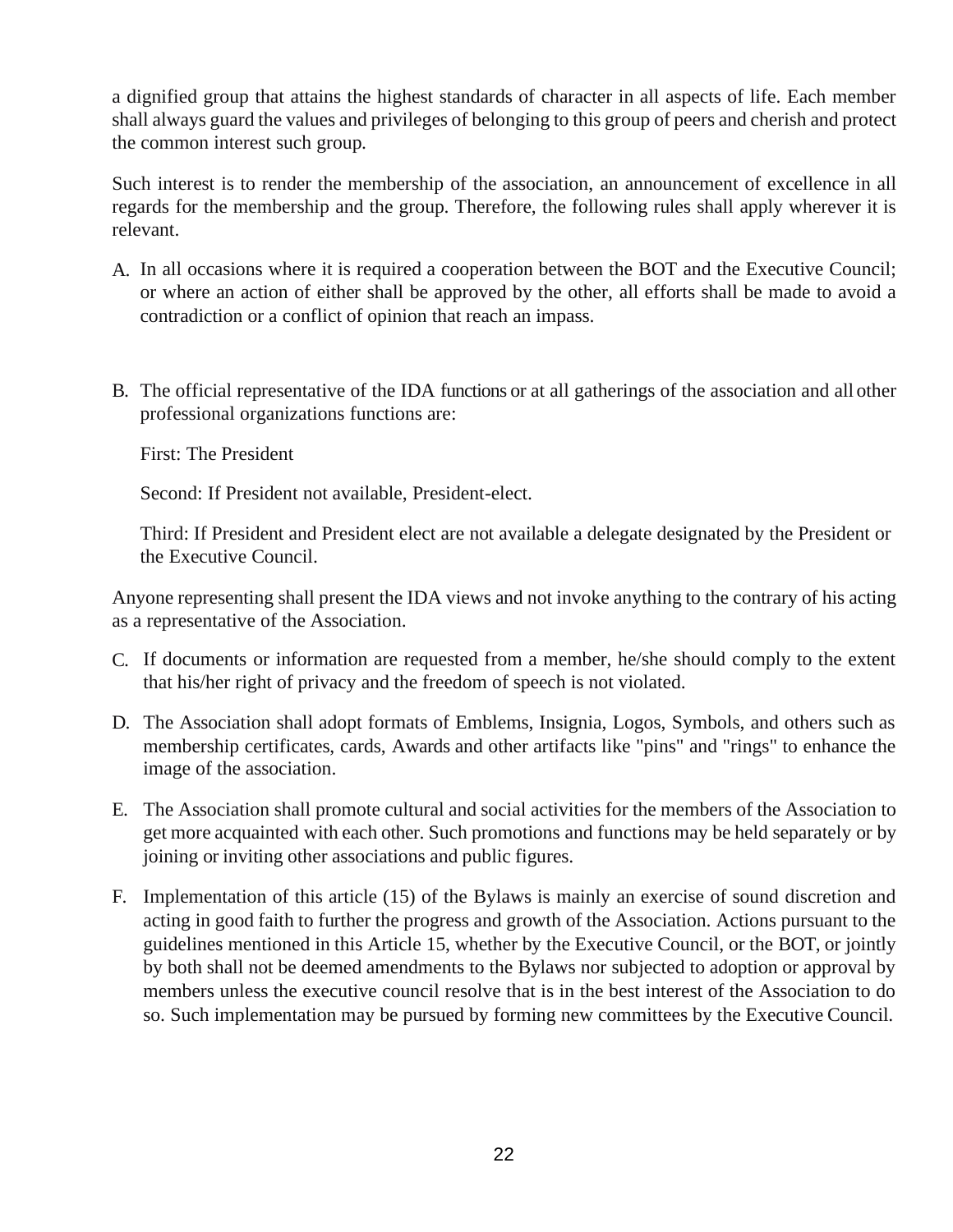a dignified group that attains the highest standards of character in all aspects of life. Each member shall always guard the values and privileges of belonging to this group of peers and cherish and protect the common interest such group.

Such interest is to render the membership of the association, an announcement of excellence in all regards for the membership and the group. Therefore, the following rules shall apply wherever it is relevant.

A. In all occasions where it is required a cooperation between the BOT and the Executive Council; or where an action of either shall be approved by the other, all efforts shall be made to avoid a contradiction or a conflict of opinion that reach an impass.

B. The official representative of the IDA functions or at all gatherings of the association and all other professional organizations functions are:

   First: The President

   Second: If President not available, President-elect.

   Third: If President and President elect are not available a delegate designated by the President or the Executive Council.

Anyone representing shall present the IDA views and not invoke anything to the contrary of his acting as a representative of the Association.

C. If documents or information are requested from a member, he/she should comply to the extent that his/her right of privacy and the freedom of speech is not violated.

D. The Association shall adopt formats of Emblems, Insignia, Logos, Symbols, and others such as membership certificates, cards, Awards and other artifacts like "pins" and "rings" to enhance the image of the association.

E. The Association shall promote cultural and social activities for the members of the Association to get more acquainted with each other. Such promotions and functions may be held separately or by joining or inviting other associations and public figures.

F. Implementation of this article (15) of the Bylaws is mainly an exercise of sound discretion and acting in good faith to further the progress and growth of the Association. Actions pursuant to the guidelines mentioned in this Article 15, whether by the Executive Council, or the BOT, or jointly by both shall not be deemed amendments to the Bylaws nor subjected to adoption or approval by members unless the executive council resolve that is in the best interest of the Association to do so. Such implementation may be pursued by forming new committees by the Executive Council.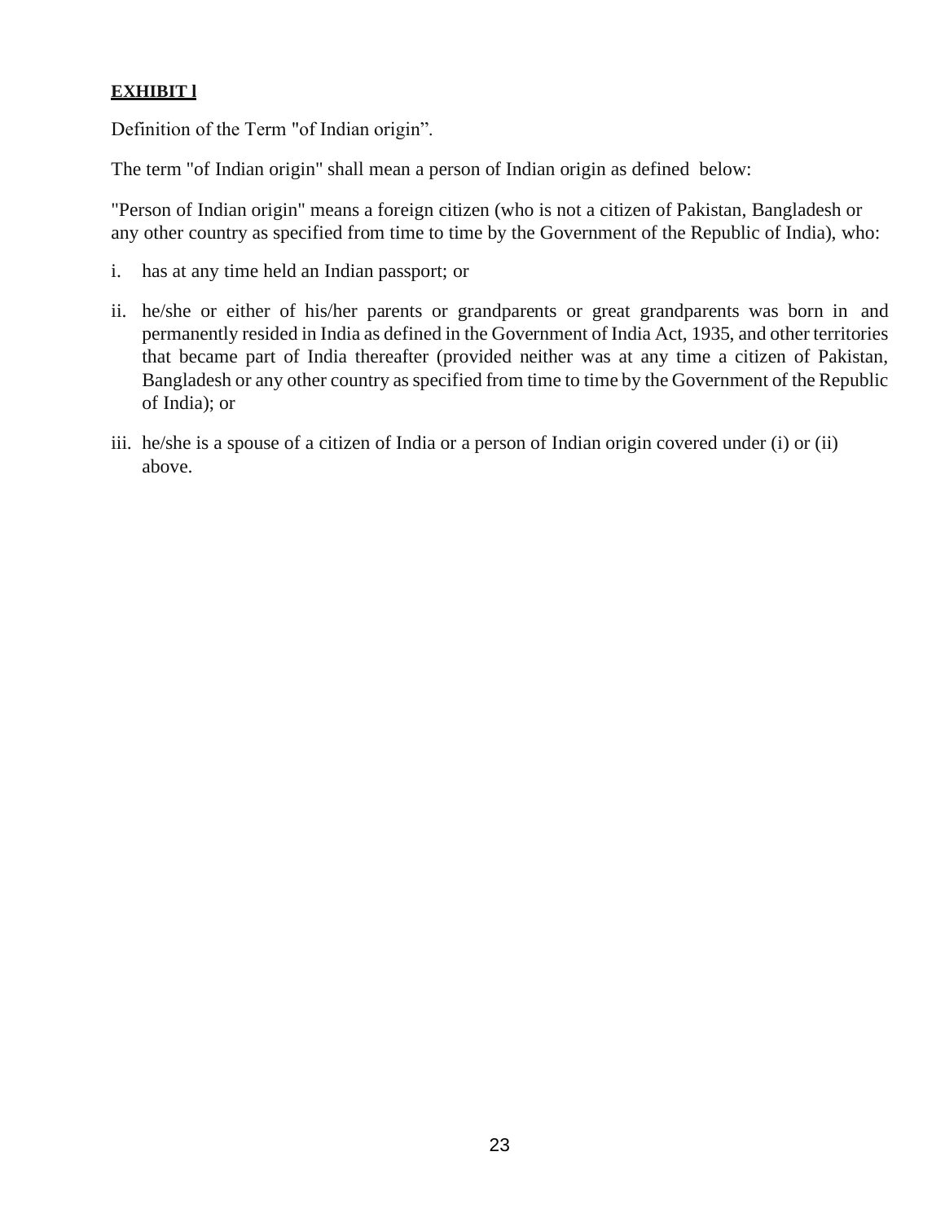**<u>EXHIBIT l</u>**

Definition of the Term "of Indian origin".

The term "of Indian origin" shall mean a person of Indian origin as defined below:

"Person of Indian origin" means a foreign citizen (who is not a citizen of Pakistan, Bangladesh or any other country as specified from time to time by the Government of the Republic of India), who:

i. has at any time held an Indian passport; or

ii. he/she or either of his/her parents or grandparents or great grandparents was born in and permanently resided in India as defined in the Government of India Act, 1935, and other territories that became part of India thereafter (provided neither was at any time a citizen of Pakistan, Bangladesh or any other country as specified from time to time by the Government of the Republic of India); or

iii. he/she is a spouse of a citizen of India or a person of Indian origin covered under (i) or (ii) above.